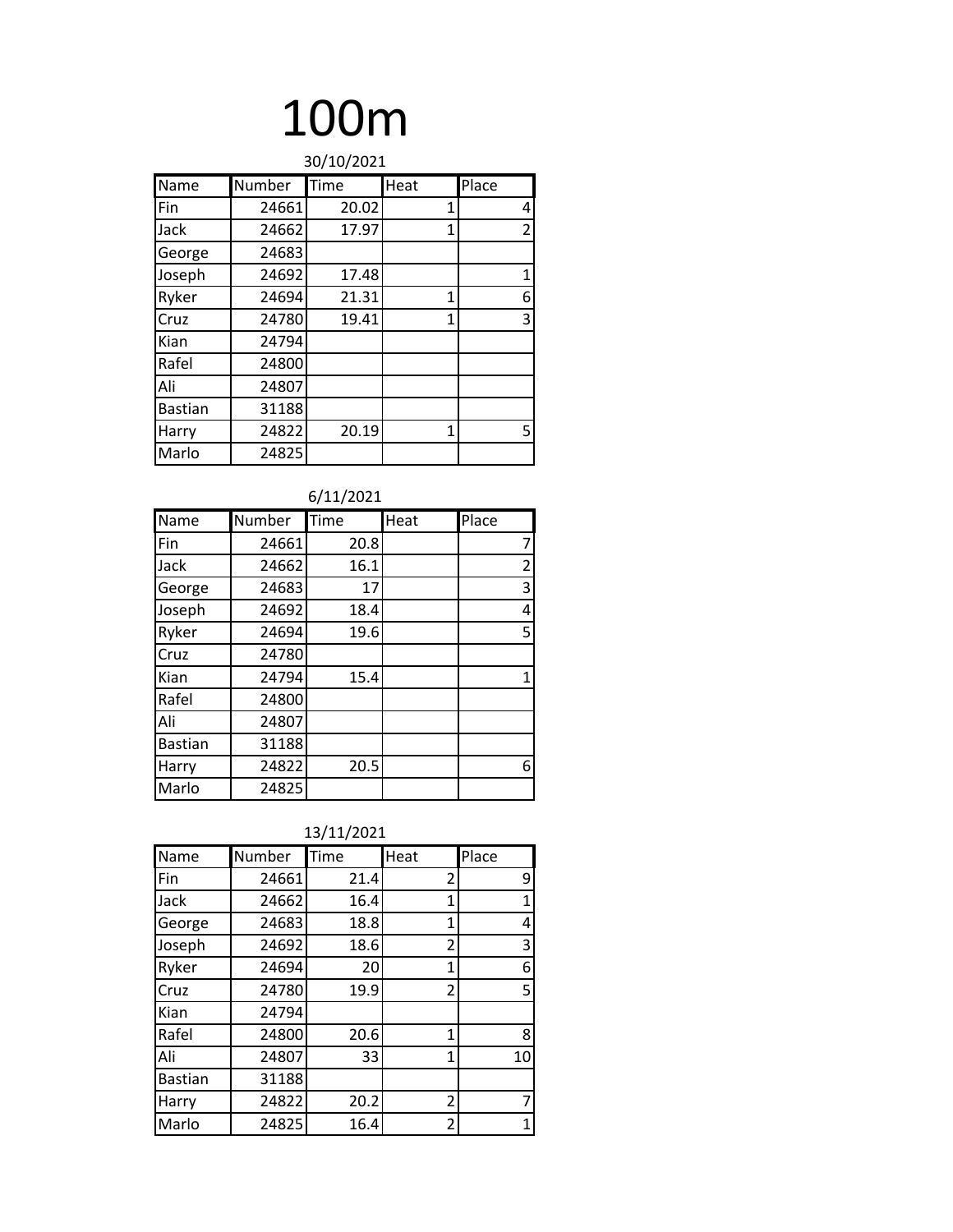# 100m

30/10/2021

| Name | Number | Time | Heat | Place |
|---|---|---|---|---|
| Fin | 24661 | 20.02 | 1 | 4 |
| Jack | 24662 | 17.97 | 1 | 2 |
| George | 24683 | | | |
| Joseph | 24692 | 17.48 | | 1 |
| Ryker | 24694 | 21.31 | 1 | 6 |
| Cruz | 24780 | 19.41 | 1 | 3 |
| Kian | 24794 | | | |
| Rafel | 24800 | | | |
| Ali | 24807 | | | |
| Bastian | 31188 | | | |
| Harry | 24822 | 20.19 | 1 | 5 |
| Marlo | 24825 | | | |

6/11/2021

| Name | Number | Time | Heat | Place |
|---|---|---|---|---|
| Fin | 24661 | 20.8 | | 7 |
| Jack | 24662 | 16.1 | | 2 |
| George | 24683 | 17 | | 3 |
| Joseph | 24692 | 18.4 | | 4 |
| Ryker | 24694 | 19.6 | | 5 |
| Cruz | 24780 | | | |
| Kian | 24794 | 15.4 | | 1 |
| Rafel | 24800 | | | |
| Ali | 24807 | | | |
| Bastian | 31188 | | | |
| Harry | 24822 | 20.5 | | 6 |
| Marlo | 24825 | | | |

13/11/2021

| Name | Number | Time | Heat | Place |
|---|---|---|---|---|
| Fin | 24661 | 21.4 | 2 | 9 |
| Jack | 24662 | 16.4 | 1 | 1 |
| George | 24683 | 18.8 | 1 | 4 |
| Joseph | 24692 | 18.6 | 2 | 3 |
| Ryker | 24694 | 20 | 1 | 6 |
| Cruz | 24780 | 19.9 | 2 | 5 |
| Kian | 24794 | | | |
| Rafel | 24800 | 20.6 | 1 | 8 |
| Ali | 24807 | 33 | 1 | 10 |
| Bastian | 31188 | | | |
| Harry | 24822 | 20.2 | 2 | 7 |
| Marlo | 24825 | 16.4 | 2 | 1 |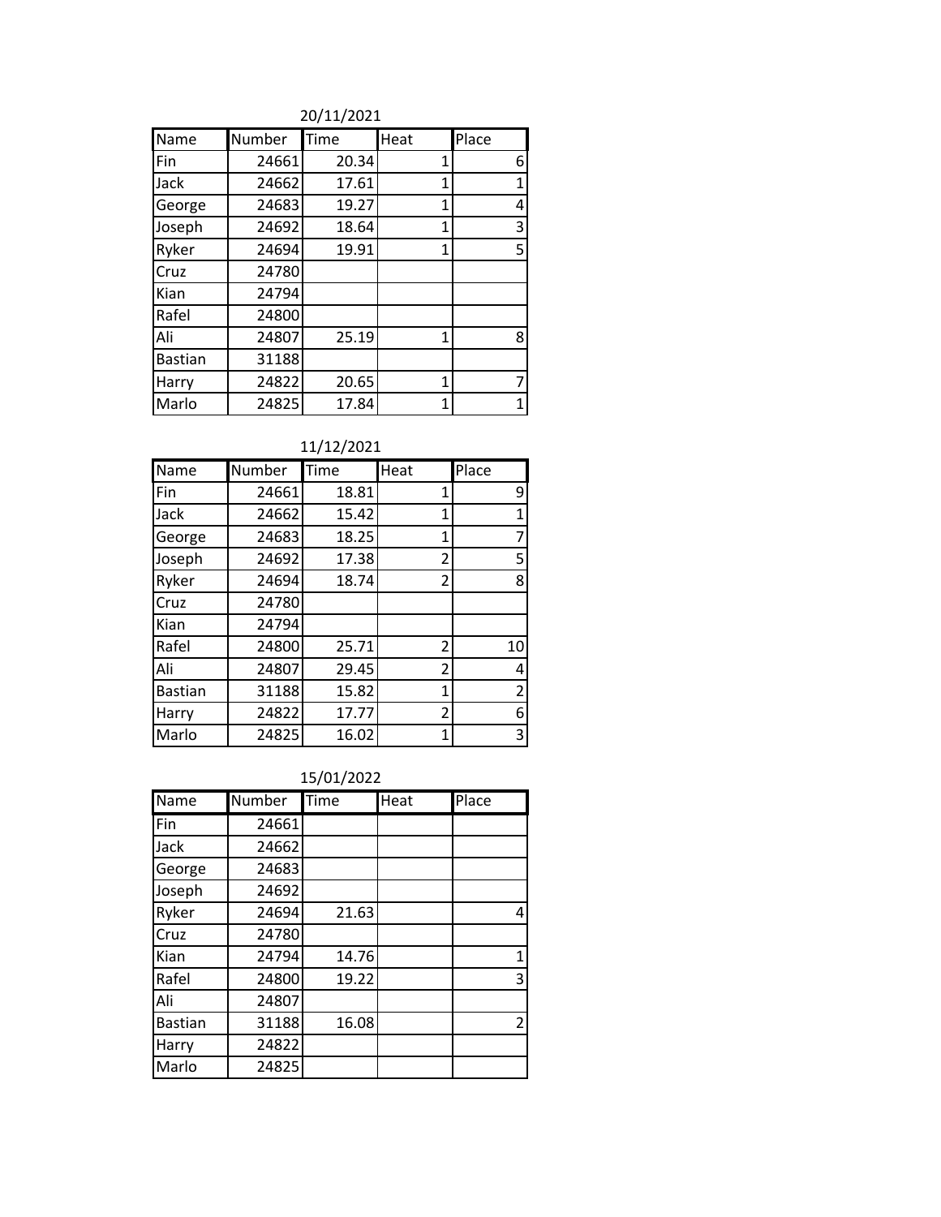20/11/2021

| Name | Number | Time | Heat | Place |
|---|---|---|---|---|
| Fin | 24661 | 20.34 | 1 | 6 |
| Jack | 24662 | 17.61 | 1 | 1 |
| George | 24683 | 19.27 | 1 | 4 |
| Joseph | 24692 | 18.64 | 1 | 3 |
| Ryker | 24694 | 19.91 | 1 | 5 |
| Cruz | 24780 | | | |
| Kian | 24794 | | | |
| Rafel | 24800 | | | |
| Ali | 24807 | 25.19 | 1 | 8 |
| Bastian | 31188 | | | |
| Harry | 24822 | 20.65 | 1 | 7 |
| Marlo | 24825 | 17.84 | 1 | 1 |

11/12/2021

| Name | Number | Time | Heat | Place |
|---|---|---|---|---|
| Fin | 24661 | 18.81 | 1 | 9 |
| Jack | 24662 | 15.42 | 1 | 1 |
| George | 24683 | 18.25 | 1 | 7 |
| Joseph | 24692 | 17.38 | 2 | 5 |
| Ryker | 24694 | 18.74 | 2 | 8 |
| Cruz | 24780 | | | |
| Kian | 24794 | | | |
| Rafel | 24800 | 25.71 | 2 | 10 |
| Ali | 24807 | 29.45 | 2 | 4 |
| Bastian | 31188 | 15.82 | 1 | 2 |
| Harry | 24822 | 17.77 | 2 | 6 |
| Marlo | 24825 | 16.02 | 1 | 3 |

15/01/2022

| Name | Number | Time | Heat | Place |
|---|---|---|---|---|
| Fin | 24661 | | | |
| Jack | 24662 | | | |
| George | 24683 | | | |
| Joseph | 24692 | | | |
| Ryker | 24694 | 21.63 | | 4 |
| Cruz | 24780 | | | |
| Kian | 24794 | 14.76 | | 1 |
| Rafel | 24800 | 19.22 | | 3 |
| Ali | 24807 | | | |
| Bastian | 31188 | 16.08 | | 2 |
| Harry | 24822 | | | |
| Marlo | 24825 | | | |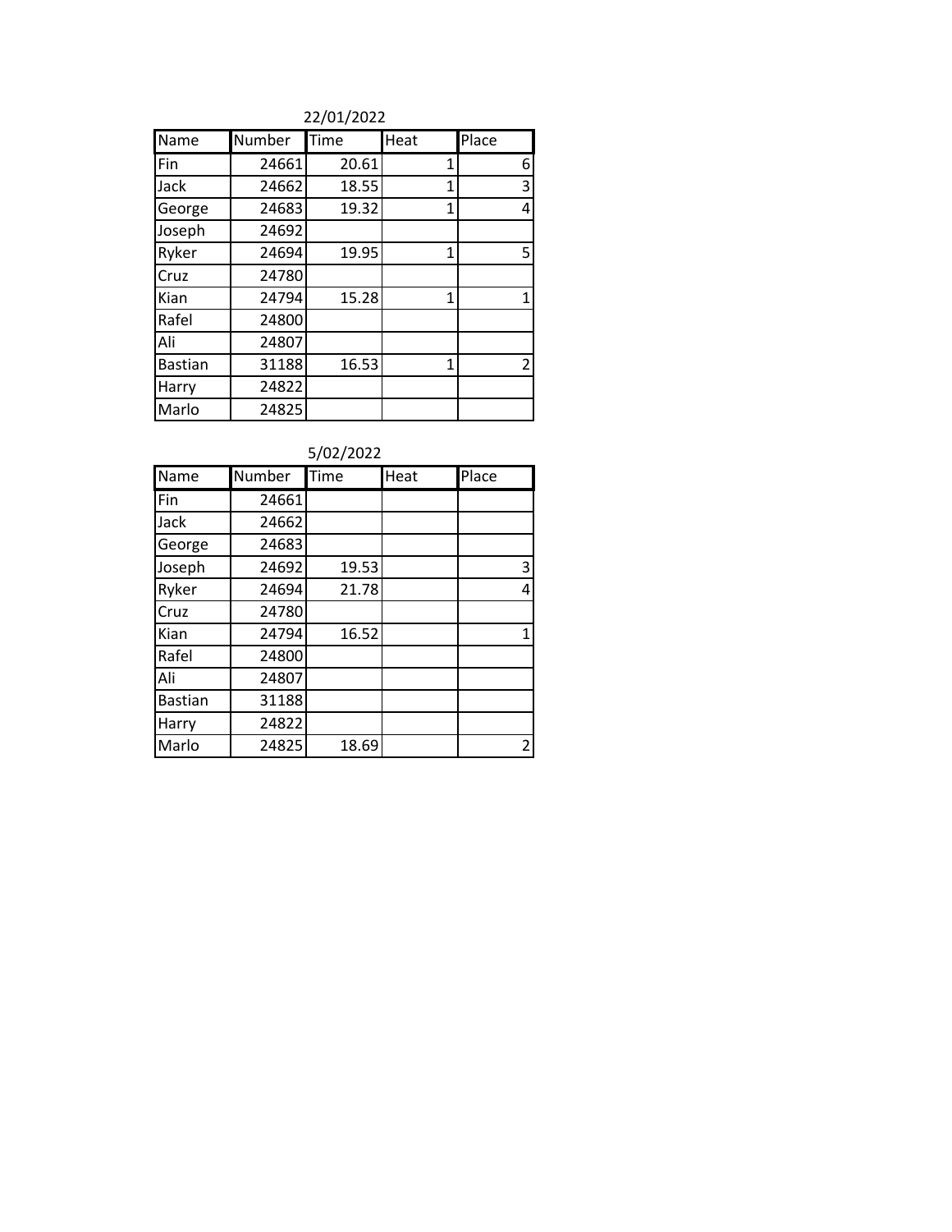22/01/2022

| Name | Number | Time | Heat | Place |
|---|---|---|---|---|
| Fin | 24661 | 20.61 | 1 | 6 |
| Jack | 24662 | 18.55 | 1 | 3 |
| George | 24683 | 19.32 | 1 | 4 |
| Joseph | 24692 | | | |
| Ryker | 24694 | 19.95 | 1 | 5 |
| Cruz | 24780 | | | |
| Kian | 24794 | 15.28 | 1 | 1 |
| Rafel | 24800 | | | |
| Ali | 24807 | | | |
| Bastian | 31188 | 16.53 | 1 | 2 |
| Harry | 24822 | | | |
| Marlo | 24825 | | | |

5/02/2022

| Name | Number | Time | Heat | Place |
|---|---|---|---|---|
| Fin | 24661 | | | |
| Jack | 24662 | | | |
| George | 24683 | | | |
| Joseph | 24692 | 19.53 | | 3 |
| Ryker | 24694 | 21.78 | | 4 |
| Cruz | 24780 | | | |
| Kian | 24794 | 16.52 | | 1 |
| Rafel | 24800 | | | |
| Ali | 24807 | | | |
| Bastian | 31188 | | | |
| Harry | 24822 | | | |
| Marlo | 24825 | 18.69 | | 2 |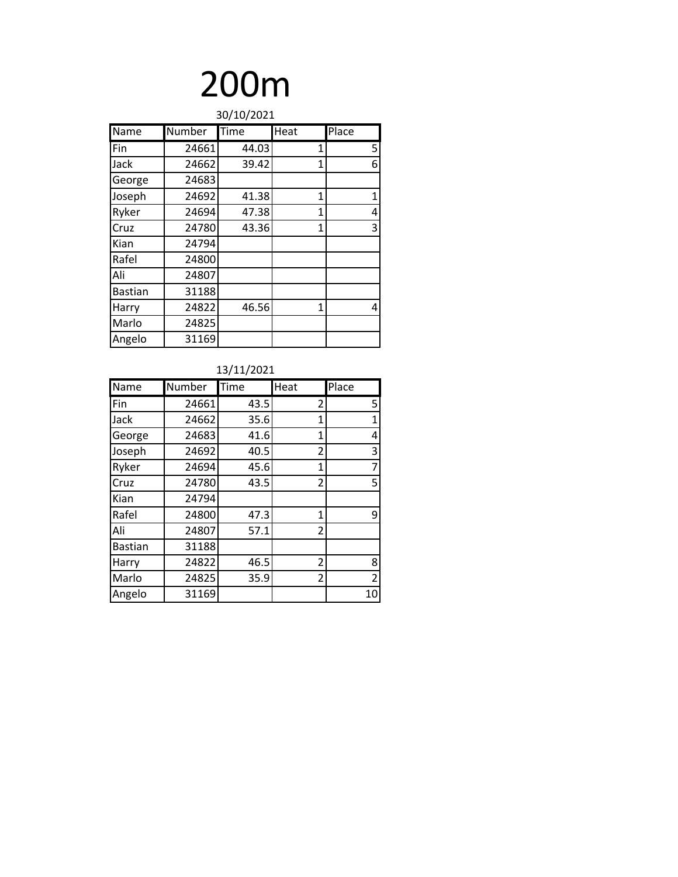# 200m

30/10/2021

| Name | Number | Time | Heat | Place |
|---|---|---|---|---|
| Fin | 24661 | 44.03 | 1 | 5 |
| Jack | 24662 | 39.42 | 1 | 6 |
| George | 24683 | | | |
| Joseph | 24692 | 41.38 | 1 | 1 |
| Ryker | 24694 | 47.38 | 1 | 4 |
| Cruz | 24780 | 43.36 | 1 | 3 |
| Kian | 24794 | | | |
| Rafel | 24800 | | | |
| Ali | 24807 | | | |
| Bastian | 31188 | | | |
| Harry | 24822 | 46.56 | 1 | 4 |
| Marlo | 24825 | | | |
| Angelo | 31169 | | | |

13/11/2021

| Name | Number | Time | Heat | Place |
|---|---|---|---|---|
| Fin | 24661 | 43.5 | 2 | 5 |
| Jack | 24662 | 35.6 | 1 | 1 |
| George | 24683 | 41.6 | 1 | 4 |
| Joseph | 24692 | 40.5 | 2 | 3 |
| Ryker | 24694 | 45.6 | 1 | 7 |
| Cruz | 24780 | 43.5 | 2 | 5 |
| Kian | 24794 | | | |
| Rafel | 24800 | 47.3 | 1 | 9 |
| Ali | 24807 | 57.1 | 2 | |
| Bastian | 31188 | | | |
| Harry | 24822 | 46.5 | 2 | 8 |
| Marlo | 24825 | 35.9 | 2 | 2 |
| Angelo | 31169 | | | 10 |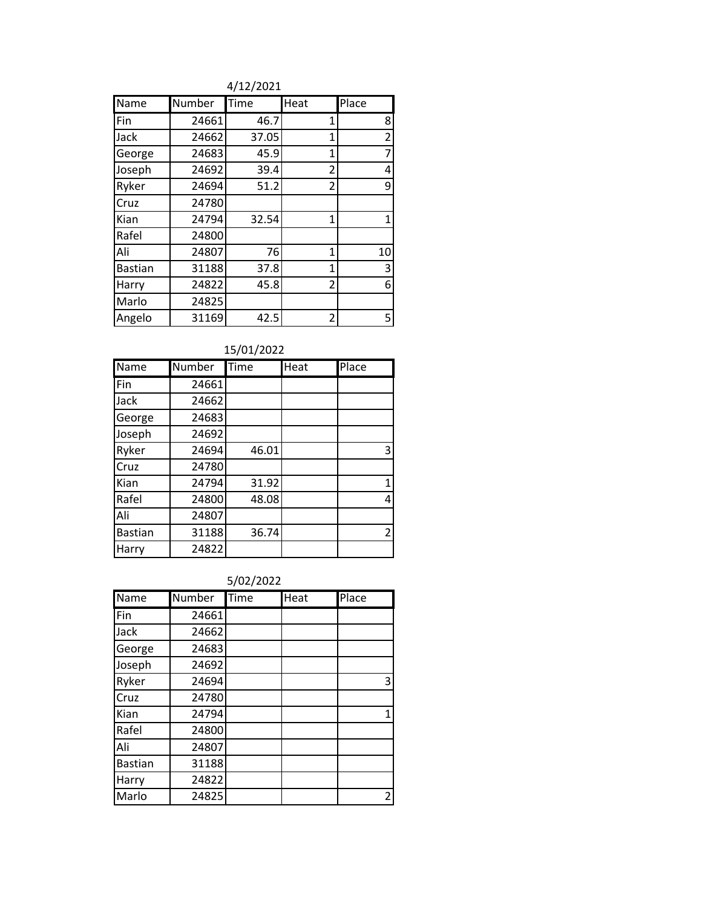4/12/2021

| Name | Number | Time | Heat | Place |
|---|---|---|---|---|
| Fin | 24661 | 46.7 | 1 | 8 |
| Jack | 24662 | 37.05 | 1 | 2 |
| George | 24683 | 45.9 | 1 | 7 |
| Joseph | 24692 | 39.4 | 2 | 4 |
| Ryker | 24694 | 51.2 | 2 | 9 |
| Cruz | 24780 | | | |
| Kian | 24794 | 32.54 | 1 | 1 |
| Rafel | 24800 | | | |
| Ali | 24807 | 76 | 1 | 10 |
| Bastian | 31188 | 37.8 | 1 | 3 |
| Harry | 24822 | 45.8 | 2 | 6 |
| Marlo | 24825 | | | |
| Angelo | 31169 | 42.5 | 2 | 5 |

15/01/2022

| Name | Number | Time | Heat | Place |
|---|---|---|---|---|
| Fin | 24661 | | | |
| Jack | 24662 | | | |
| George | 24683 | | | |
| Joseph | 24692 | | | |
| Ryker | 24694 | 46.01 | | 3 |
| Cruz | 24780 | | | |
| Kian | 24794 | 31.92 | | 1 |
| Rafel | 24800 | 48.08 | | 4 |
| Ali | 24807 | | | |
| Bastian | 31188 | 36.74 | | 2 |
| Harry | 24822 | | | |

5/02/2022

| Name | Number | Time | Heat | Place |
|---|---|---|---|---|
| Fin | 24661 | | | |
| Jack | 24662 | | | |
| George | 24683 | | | |
| Joseph | 24692 | | | |
| Ryker | 24694 | | | 3 |
| Cruz | 24780 | | | |
| Kian | 24794 | | | 1 |
| Rafel | 24800 | | | |
| Ali | 24807 | | | |
| Bastian | 31188 | | | |
| Harry | 24822 | | | |
| Marlo | 24825 | | | 2 |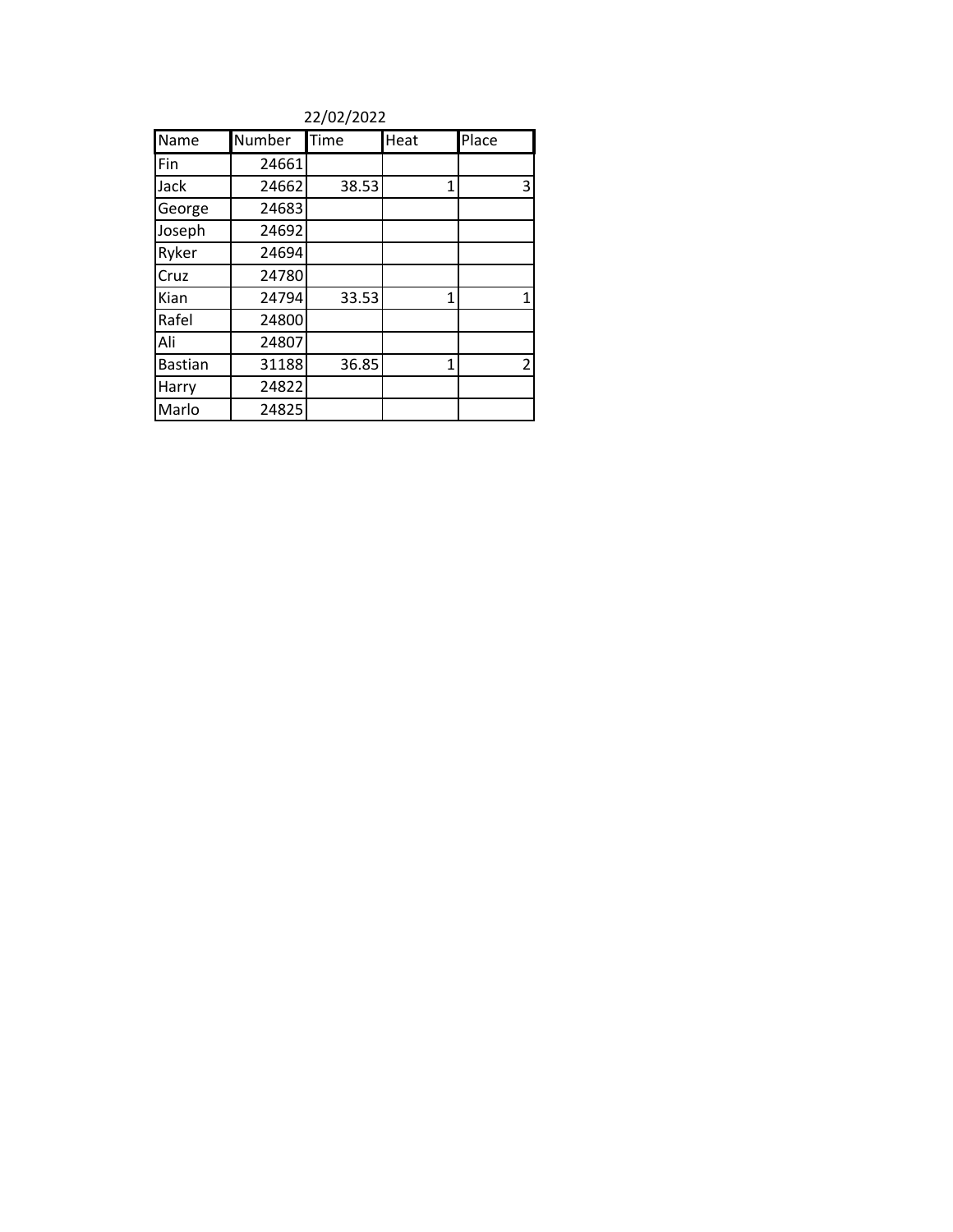22/02/2022

| Name | Number | Time | Heat | Place |
|---|---|---|---|---|
| Fin | 24661 | | | |
| Jack | 24662 | 38.53 | 1 | 3 |
| George | 24683 | | | |
| Joseph | 24692 | | | |
| Ryker | 24694 | | | |
| Cruz | 24780 | | | |
| Kian | 24794 | 33.53 | 1 | 1 |
| Rafel | 24800 | | | |
| Ali | 24807 | | | |
| Bastian | 31188 | 36.85 | 1 | 2 |
| Harry | 24822 | | | |
| Marlo | 24825 | | | |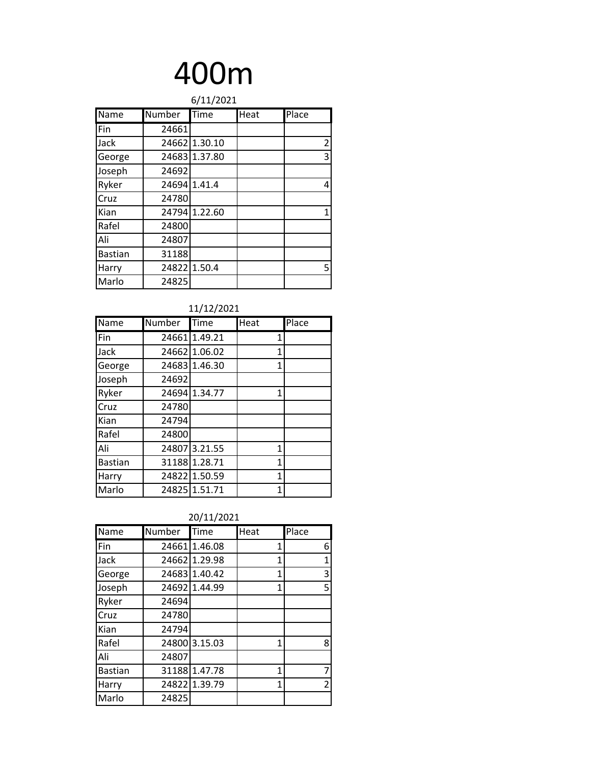# 400m

6/11/2021

| Name | Number | Time | Heat | Place |
|---|---|---|---|---|
| Fin | 24661 | | | |
| Jack | 24662 | 1.30.10 | | 2 |
| George | 24683 | 1.37.80 | | 3 |
| Joseph | 24692 | | | |
| Ryker | 24694 | 1.41.4 | | 4 |
| Cruz | 24780 | | | |
| Kian | 24794 | 1.22.60 | | 1 |
| Rafel | 24800 | | | |
| Ali | 24807 | | | |
| Bastian | 31188 | | | |
| Harry | 24822 | 1.50.4 | | 5 |
| Marlo | 24825 | | | |

11/12/2021

| Name | Number | Time | Heat | Place |
|---|---|---|---|---|
| Fin | 24661 | 1.49.21 | 1 | |
| Jack | 24662 | 1.06.02 | 1 | |
| George | 24683 | 1.46.30 | 1 | |
| Joseph | 24692 | | | |
| Ryker | 24694 | 1.34.77 | 1 | |
| Cruz | 24780 | | | |
| Kian | 24794 | | | |
| Rafel | 24800 | | | |
| Ali | 24807 | 3.21.55 | 1 | |
| Bastian | 31188 | 1.28.71 | 1 | |
| Harry | 24822 | 1.50.59 | 1 | |
| Marlo | 24825 | 1.51.71 | 1 | |

20/11/2021

| Name | Number | Time | Heat | Place |
|---|---|---|---|---|
| Fin | 24661 | 1.46.08 | 1 | 6 |
| Jack | 24662 | 1.29.98 | 1 | 1 |
| George | 24683 | 1.40.42 | 1 | 3 |
| Joseph | 24692 | 1.44.99 | 1 | 5 |
| Ryker | 24694 | | | |
| Cruz | 24780 | | | |
| Kian | 24794 | | | |
| Rafel | 24800 | 3.15.03 | 1 | 8 |
| Ali | 24807 | | | |
| Bastian | 31188 | 1.47.78 | 1 | 7 |
| Harry | 24822 | 1.39.79 | 1 | 2 |
| Marlo | 24825 | | | |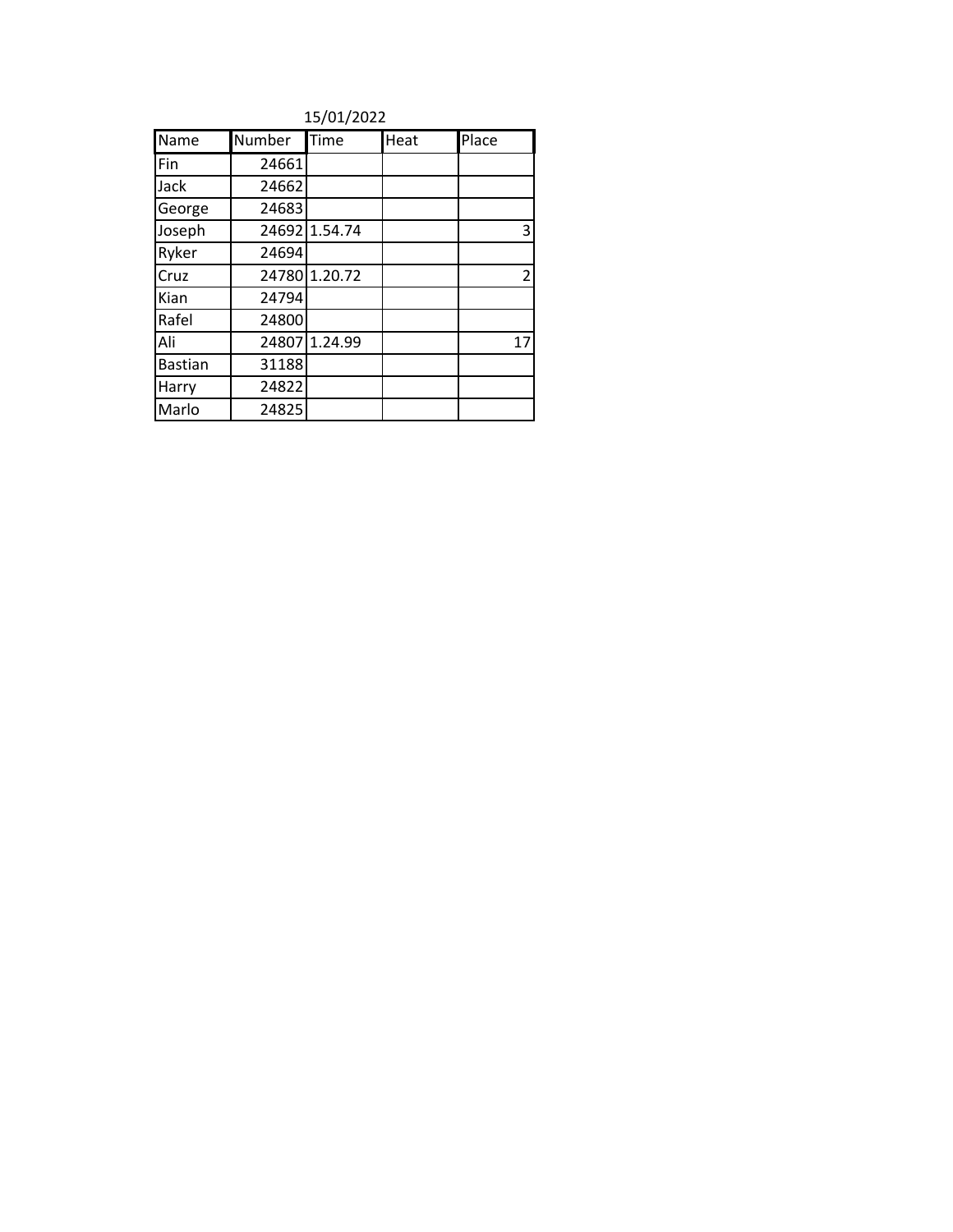15/01/2022

| Name | Number | Time | Heat | Place |
| --- | --- | --- | --- | --- |
| Fin | 24661 | | | |
| Jack | 24662 | | | |
| George | 24683 | | | |
| Joseph | 24692 | 1.54.74 | | 3 |
| Ryker | 24694 | | | |
| Cruz | 24780 | 1.20.72 | | 2 |
| Kian | 24794 | | | |
| Rafel | 24800 | | | |
| Ali | 24807 | 1.24.99 | | 17 |
| Bastian | 31188 | | | |
| Harry | 24822 | | | |
| Marlo | 24825 | | | |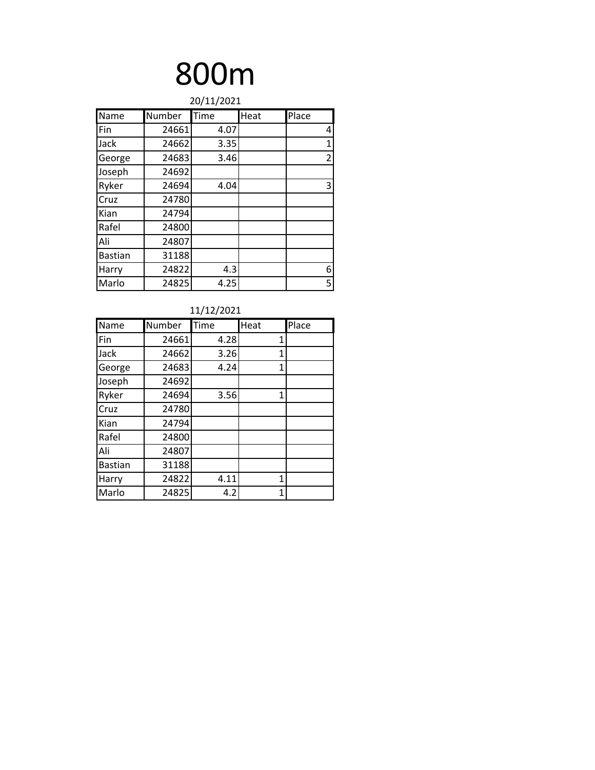# 800m

20/11/2021

| Name | Number | Time | Heat | Place |
| --- | --- | --- | --- | --- |
| Fin | 24661 | 4.07 | | 4 |
| Jack | 24662 | 3.35 | | 1 |
| George | 24683 | 3.46 | | 2 |
| Joseph | 24692 | | | |
| Ryker | 24694 | 4.04 | | 3 |
| Cruz | 24780 | | | |
| Kian | 24794 | | | |
| Rafel | 24800 | | | |
| Ali | 24807 | | | |
| Bastian | 31188 | | | |
| Harry | 24822 | 4.3 | | 6 |
| Marlo | 24825 | 4.25 | | 5 |

11/12/2021

| Name | Number | Time | Heat | Place |
| --- | --- | --- | --- | --- |
| Fin | 24661 | 4.28 | 1 | |
| Jack | 24662 | 3.26 | 1 | |
| George | 24683 | 4.24 | 1 | |
| Joseph | 24692 | | | |
| Ryker | 24694 | 3.56 | 1 | |
| Cruz | 24780 | | | |
| Kian | 24794 | | | |
| Rafel | 24800 | | | |
| Ali | 24807 | | | |
| Bastian | 31188 | | | |
| Harry | 24822 | 4.11 | 1 | |
| Marlo | 24825 | 4.2 | 1 | |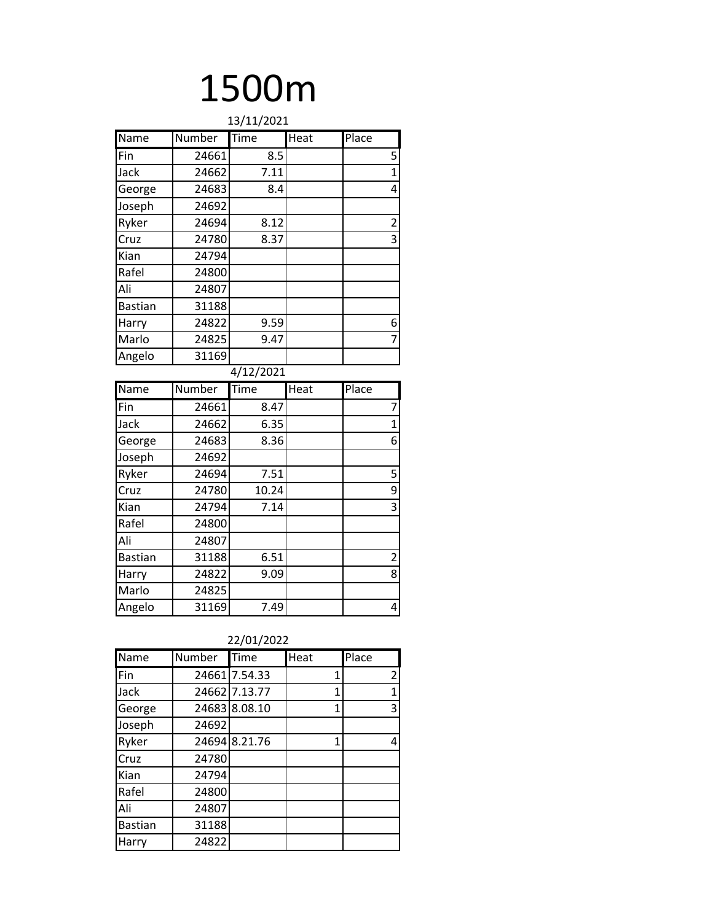# 1500m

13/11/2021

| Name | Number | Time | Heat | Place |
|---|---|---|---|---|
| Fin | 24661 | 8.5 | | 5 |
| Jack | 24662 | 7.11 | | 1 |
| George | 24683 | 8.4 | | 4 |
| Joseph | 24692 | | | |
| Ryker | 24694 | 8.12 | | 2 |
| Cruz | 24780 | 8.37 | | 3 |
| Kian | 24794 | | | |
| Rafel | 24800 | | | |
| Ali | 24807 | | | |
| Bastian | 31188 | | | |
| Harry | 24822 | 9.59 | | 6 |
| Marlo | 24825 | 9.47 | | 7 |
| Angelo | 31169 | | | |

4/12/2021

| Name | Number | Time | Heat | Place |
|---|---|---|---|---|
| Fin | 24661 | 8.47 | | 7 |
| Jack | 24662 | 6.35 | | 1 |
| George | 24683 | 8.36 | | 6 |
| Joseph | 24692 | | | |
| Ryker | 24694 | 7.51 | | 5 |
| Cruz | 24780 | 10.24 | | 9 |
| Kian | 24794 | 7.14 | | 3 |
| Rafel | 24800 | | | |
| Ali | 24807 | | | |
| Bastian | 31188 | 6.51 | | 2 |
| Harry | 24822 | 9.09 | | 8 |
| Marlo | 24825 | | | |
| Angelo | 31169 | 7.49 | | 4 |

22/01/2022

| Name | Number | Time | Heat | Place |
|---|---|---|---|---|
| Fin | 24661 | 7.54.33 | 1 | 2 |
| Jack | 24662 | 7.13.77 | 1 | 1 |
| George | 24683 | 8.08.10 | 1 | 3 |
| Joseph | 24692 | | | |
| Ryker | 24694 | 8.21.76 | 1 | 4 |
| Cruz | 24780 | | | |
| Kian | 24794 | | | |
| Rafel | 24800 | | | |
| Ali | 24807 | | | |
| Bastian | 31188 | | | |
| Harry | 24822 | | | |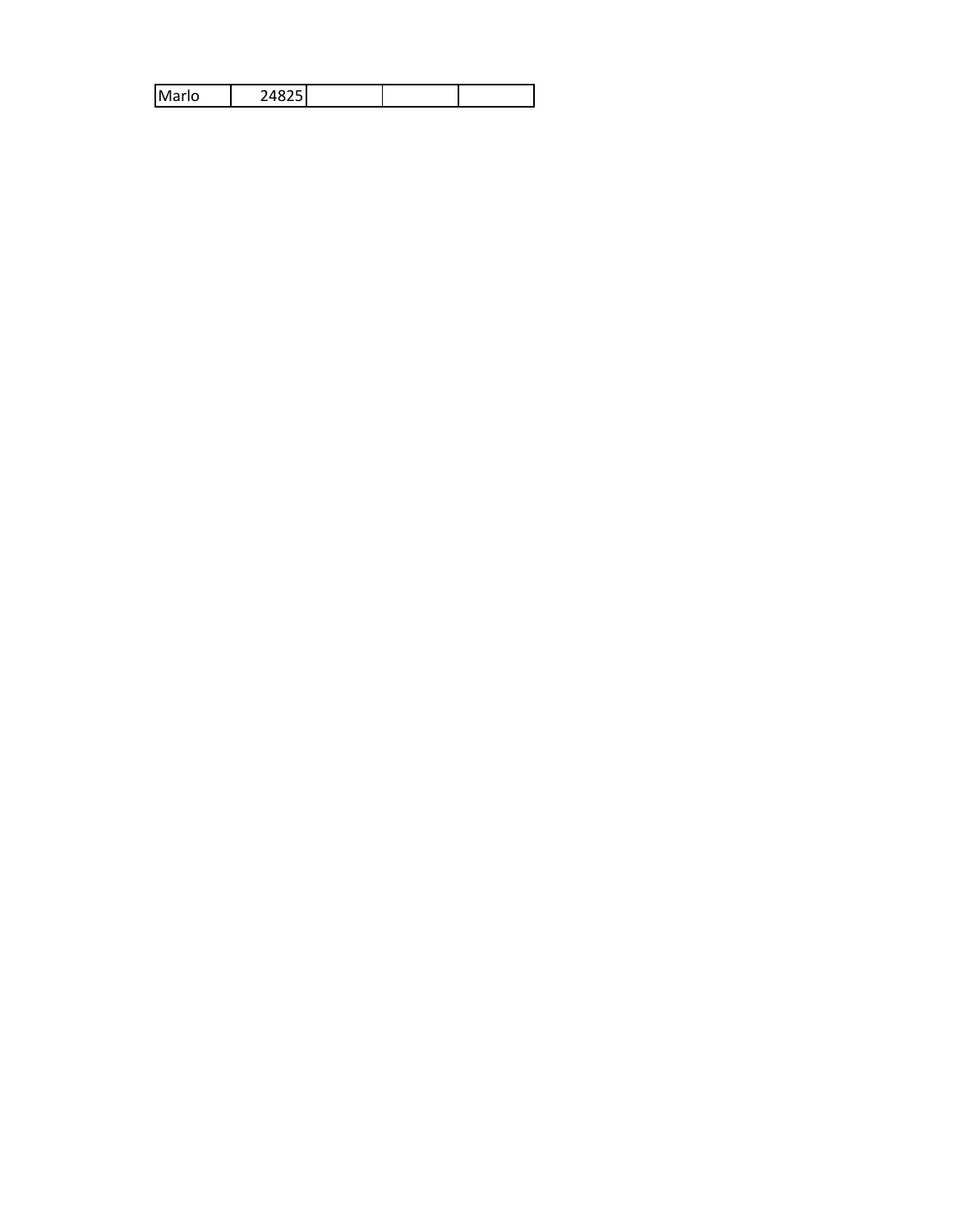| Marlo | 24825 | | | |
|---|---|---|---|---|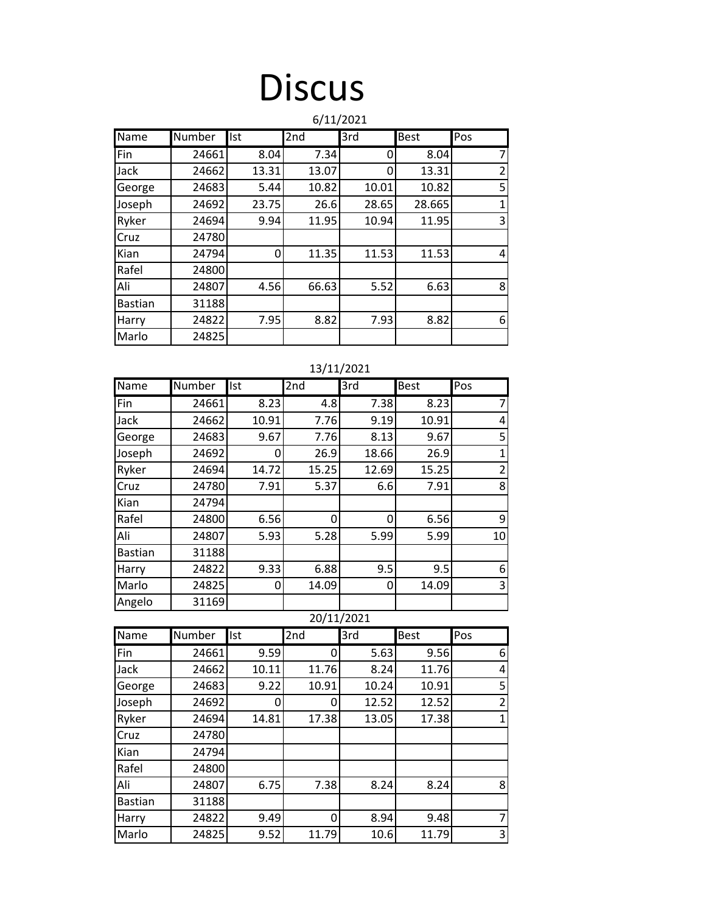# Discus

6/11/2021

| Name | Number | Ist | 2nd | 3rd | Best | Pos |
|---|---|---|---|---|---|---|
| Fin | 24661 | 8.04 | 7.34 | 0 | 8.04 | 7 |
| Jack | 24662 | 13.31 | 13.07 | 0 | 13.31 | 2 |
| George | 24683 | 5.44 | 10.82 | 10.01 | 10.82 | 5 |
| Joseph | 24692 | 23.75 | 26.6 | 28.65 | 28.665 | 1 |
| Ryker | 24694 | 9.94 | 11.95 | 10.94 | 11.95 | 3 |
| Cruz | 24780 | | | | | |
| Kian | 24794 | 0 | 11.35 | 11.53 | 11.53 | 4 |
| Rafel | 24800 | | | | | |
| Ali | 24807 | 4.56 | 66.63 | 5.52 | 6.63 | 8 |
| Bastian | 31188 | | | | | |
| Harry | 24822 | 7.95 | 8.82 | 7.93 | 8.82 | 6 |
| Marlo | 24825 | | | | | |

13/11/2021

| Name | Number | Ist | 2nd | 3rd | Best | Pos |
|---|---|---|---|---|---|---|
| Fin | 24661 | 8.23 | 4.8 | 7.38 | 8.23 | 7 |
| Jack | 24662 | 10.91 | 7.76 | 9.19 | 10.91 | 4 |
| George | 24683 | 9.67 | 7.76 | 8.13 | 9.67 | 5 |
| Joseph | 24692 | 0 | 26.9 | 18.66 | 26.9 | 1 |
| Ryker | 24694 | 14.72 | 15.25 | 12.69 | 15.25 | 2 |
| Cruz | 24780 | 7.91 | 5.37 | 6.6 | 7.91 | 8 |
| Kian | 24794 | | | | | |
| Rafel | 24800 | 6.56 | 0 | 0 | 6.56 | 9 |
| Ali | 24807 | 5.93 | 5.28 | 5.99 | 5.99 | 10 |
| Bastian | 31188 | | | | | |
| Harry | 24822 | 9.33 | 6.88 | 9.5 | 9.5 | 6 |
| Marlo | 24825 | 0 | 14.09 | 0 | 14.09 | 3 |
| Angelo | 31169 | | | | | |

20/11/2021

| Name | Number | Ist | 2nd | 3rd | Best | Pos |
|---|---|---|---|---|---|---|
| Fin | 24661 | 9.59 | 0 | 5.63 | 9.56 | 6 |
| Jack | 24662 | 10.11 | 11.76 | 8.24 | 11.76 | 4 |
| George | 24683 | 9.22 | 10.91 | 10.24 | 10.91 | 5 |
| Joseph | 24692 | 0 | 0 | 12.52 | 12.52 | 2 |
| Ryker | 24694 | 14.81 | 17.38 | 13.05 | 17.38 | 1 |
| Cruz | 24780 | | | | | |
| Kian | 24794 | | | | | |
| Rafel | 24800 | | | | | |
| Ali | 24807 | 6.75 | 7.38 | 8.24 | 8.24 | 8 |
| Bastian | 31188 | | | | | |
| Harry | 24822 | 9.49 | 0 | 8.94 | 9.48 | 7 |
| Marlo | 24825 | 9.52 | 11.79 | 10.6 | 11.79 | 3 |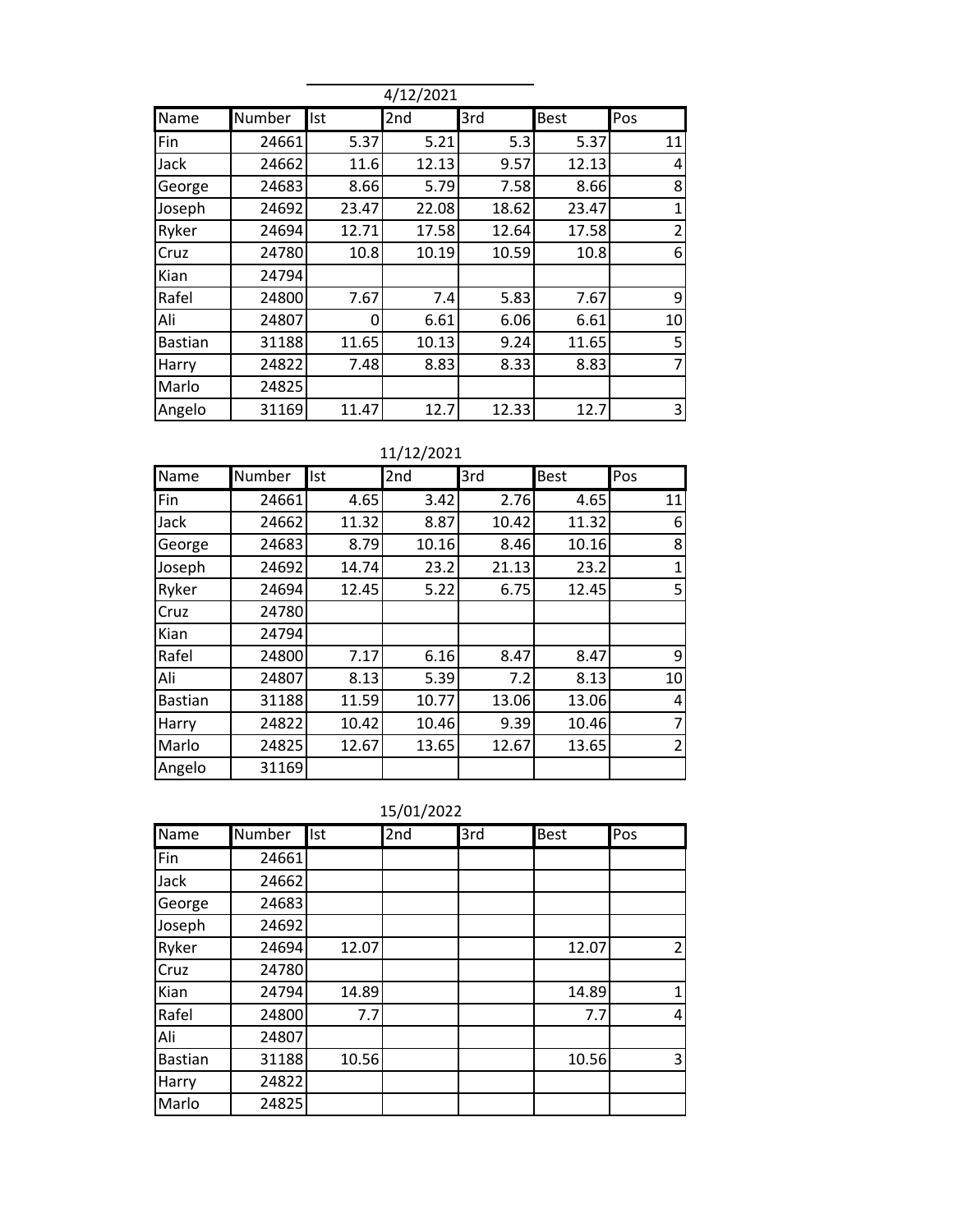4/12/2021

| Name | Number | Ist | 2nd | 3rd | Best | Pos |
|---|---|---|---|---|---|---|
| Fin | 24661 | 5.37 | 5.21 | 5.3 | 5.37 | 11 |
| Jack | 24662 | 11.6 | 12.13 | 9.57 | 12.13 | 4 |
| George | 24683 | 8.66 | 5.79 | 7.58 | 8.66 | 8 |
| Joseph | 24692 | 23.47 | 22.08 | 18.62 | 23.47 | 1 |
| Ryker | 24694 | 12.71 | 17.58 | 12.64 | 17.58 | 2 |
| Cruz | 24780 | 10.8 | 10.19 | 10.59 | 10.8 | 6 |
| Kian | 24794 | | | | | |
| Rafel | 24800 | 7.67 | 7.4 | 5.83 | 7.67 | 9 |
| Ali | 24807 | 0 | 6.61 | 6.06 | 6.61 | 10 |
| Bastian | 31188 | 11.65 | 10.13 | 9.24 | 11.65 | 5 |
| Harry | 24822 | 7.48 | 8.83 | 8.33 | 8.83 | 7 |
| Marlo | 24825 | | | | | |
| Angelo | 31169 | 11.47 | 12.7 | 12.33 | 12.7 | 3 |

11/12/2021

| Name | Number | Ist | 2nd | 3rd | Best | Pos |
|---|---|---|---|---|---|---|
| Fin | 24661 | 4.65 | 3.42 | 2.76 | 4.65 | 11 |
| Jack | 24662 | 11.32 | 8.87 | 10.42 | 11.32 | 6 |
| George | 24683 | 8.79 | 10.16 | 8.46 | 10.16 | 8 |
| Joseph | 24692 | 14.74 | 23.2 | 21.13 | 23.2 | 1 |
| Ryker | 24694 | 12.45 | 5.22 | 6.75 | 12.45 | 5 |
| Cruz | 24780 | | | | | |
| Kian | 24794 | | | | | |
| Rafel | 24800 | 7.17 | 6.16 | 8.47 | 8.47 | 9 |
| Ali | 24807 | 8.13 | 5.39 | 7.2 | 8.13 | 10 |
| Bastian | 31188 | 11.59 | 10.77 | 13.06 | 13.06 | 4 |
| Harry | 24822 | 10.42 | 10.46 | 9.39 | 10.46 | 7 |
| Marlo | 24825 | 12.67 | 13.65 | 12.67 | 13.65 | 2 |
| Angelo | 31169 | | | | | |

15/01/2022

| Name | Number | Ist | 2nd | 3rd | Best | Pos |
|---|---|---|---|---|---|---|
| Fin | 24661 | | | | | |
| Jack | 24662 | | | | | |
| George | 24683 | | | | | |
| Joseph | 24692 | | | | | |
| Ryker | 24694 | 12.07 | | | 12.07 | 2 |
| Cruz | 24780 | | | | | |
| Kian | 24794 | 14.89 | | | 14.89 | 1 |
| Rafel | 24800 | 7.7 | | | 7.7 | 4 |
| Ali | 24807 | | | | | |
| Bastian | 31188 | 10.56 | | | 10.56 | 3 |
| Harry | 24822 | | | | | |
| Marlo | 24825 | | | | | |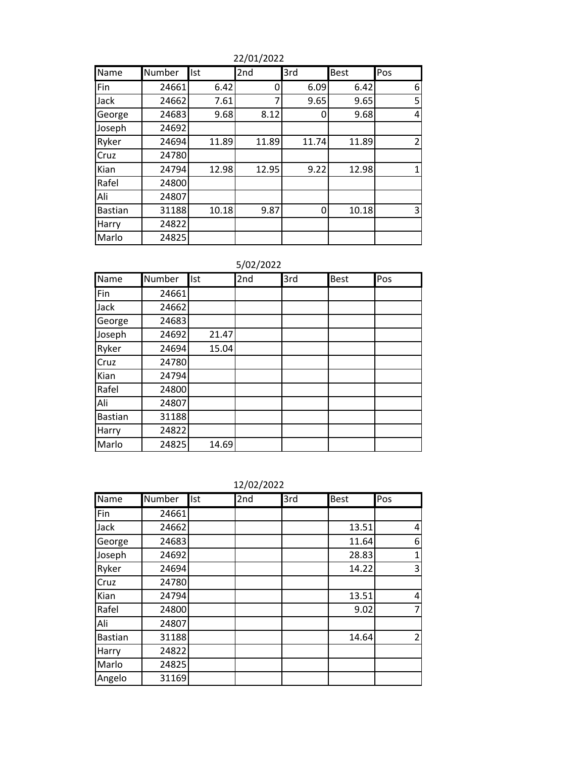22/01/2022

| Name | Number | Ist | 2nd | 3rd | Best | Pos |
|---|---|---|---|---|---|---|
| Fin | 24661 | 6.42 | 0 | 6.09 | 6.42 | 6 |
| Jack | 24662 | 7.61 | 7 | 9.65 | 9.65 | 5 |
| George | 24683 | 9.68 | 8.12 | 0 | 9.68 | 4 |
| Joseph | 24692 | | | | | |
| Ryker | 24694 | 11.89 | 11.89 | 11.74 | 11.89 | 2 |
| Cruz | 24780 | | | | | |
| Kian | 24794 | 12.98 | 12.95 | 9.22 | 12.98 | 1 |
| Rafel | 24800 | | | | | |
| Ali | 24807 | | | | | |
| Bastian | 31188 | 10.18 | 9.87 | 0 | 10.18 | 3 |
| Harry | 24822 | | | | | |
| Marlo | 24825 | | | | | |

5/02/2022

| Name | Number | Ist | 2nd | 3rd | Best | Pos |
|---|---|---|---|---|---|---|
| Fin | 24661 | | | | | |
| Jack | 24662 | | | | | |
| George | 24683 | | | | | |
| Joseph | 24692 | 21.47 | | | | |
| Ryker | 24694 | 15.04 | | | | |
| Cruz | 24780 | | | | | |
| Kian | 24794 | | | | | |
| Rafel | 24800 | | | | | |
| Ali | 24807 | | | | | |
| Bastian | 31188 | | | | | |
| Harry | 24822 | | | | | |
| Marlo | 24825 | 14.69 | | | | |

12/02/2022

| Name | Number | Ist | 2nd | 3rd | Best | Pos |
|---|---|---|---|---|---|---|
| Fin | 24661 | | | | | |
| Jack | 24662 | | | | 13.51 | 4 |
| George | 24683 | | | | 11.64 | 6 |
| Joseph | 24692 | | | | 28.83 | 1 |
| Ryker | 24694 | | | | 14.22 | 3 |
| Cruz | 24780 | | | | | |
| Kian | 24794 | | | | 13.51 | 4 |
| Rafel | 24800 | | | | 9.02 | 7 |
| Ali | 24807 | | | | | |
| Bastian | 31188 | | | | 14.64 | 2 |
| Harry | 24822 | | | | | |
| Marlo | 24825 | | | | | |
| Angelo | 31169 | | | | | |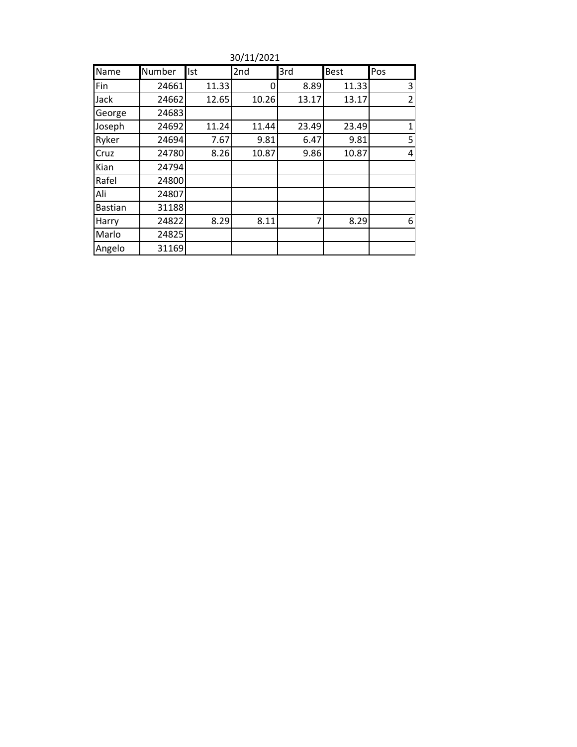30/11/2021

| Name | Number | Ist | 2nd | 3rd | Best | Pos |
|---|---|---|---|---|---|---|
| Fin | 24661 | 11.33 | 0 | 8.89 | 11.33 | 3 |
| Jack | 24662 | 12.65 | 10.26 | 13.17 | 13.17 | 2 |
| George | 24683 | | | | | |
| Joseph | 24692 | 11.24 | 11.44 | 23.49 | 23.49 | 1 |
| Ryker | 24694 | 7.67 | 9.81 | 6.47 | 9.81 | 5 |
| Cruz | 24780 | 8.26 | 10.87 | 9.86 | 10.87 | 4 |
| Kian | 24794 | | | | | |
| Rafel | 24800 | | | | | |
| Ali | 24807 | | | | | |
| Bastian | 31188 | | | | | |
| Harry | 24822 | 8.29 | 8.11 | 7 | 8.29 | 6 |
| Marlo | 24825 | | | | | |
| Angelo | 31169 | | | | | |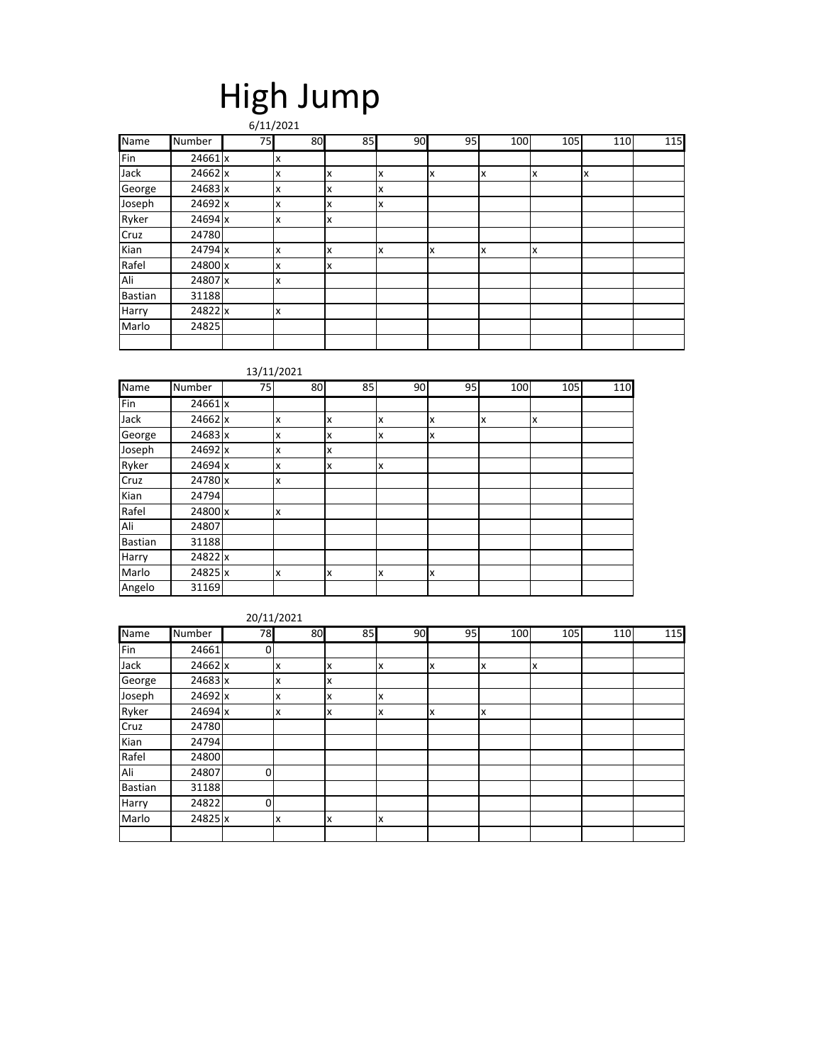# High Jump

6/11/2021

| Name | Number | 75 | 80 | 85 | 90 | 95 | 100 | 105 | 110 | 115 |
|---|---|---|---|---|---|---|---|---|---|---|
| Fin | 24661 | x | x | | | | | | | |
| Jack | 24662 | x | x | x | x | x | x | x | x | |
| George | 24683 | x | x | x | x | | | | | |
| Joseph | 24692 | x | x | x | x | | | | | |
| Ryker | 24694 | x | x | x | | | | | | |
| Cruz | 24780 | | | | | | | | | |
| Kian | 24794 | x | x | x | x | x | x | x | | |
| Rafel | 24800 | x | x | x | | | | | | |
| Ali | 24807 | x | x | | | | | | | |
| Bastian | 31188 | | | | | | | | | |
| Harry | 24822 | x | x | | | | | | | |
| Marlo | 24825 | | | | | | | | | |
| | | | | | | | | | | |

13/11/2021

| Name | Number | 75 | 80 | 85 | 90 | 95 | 100 | 105 | 110 |
|---|---|---|---|---|---|---|---|---|---|
| Fin | 24661 | x | | | | | | | |
| Jack | 24662 | x | x | x | x | x | x | x | |
| George | 24683 | x | x | x | x | x | | | |
| Joseph | 24692 | x | x | x | | | | | |
| Ryker | 24694 | x | x | x | x | | | | |
| Cruz | 24780 | x | x | | | | | | |
| Kian | 24794 | | | | | | | | |
| Rafel | 24800 | x | x | | | | | | |
| Ali | 24807 | | | | | | | | |
| Bastian | 31188 | | | | | | | | |
| Harry | 24822 | x | | | | | | | |
| Marlo | 24825 | x | x | x | x | x | | | |
| Angelo | 31169 | | | | | | | | |

20/11/2021

| Name | Number | 78 | 80 | 85 | 90 | 95 | 100 | 105 | 110 | 115 |
|---|---|---|---|---|---|---|---|---|---|---|
| Fin | 24661 | 0 | | | | | | | | |
| Jack | 24662 | x | x | x | x | x | x | x | | |
| George | 24683 | x | x | x | | | | | | |
| Joseph | 24692 | x | x | x | x | | | | | |
| Ryker | 24694 | x | x | x | x | x | x | | | |
| Cruz | 24780 | | | | | | | | | |
| Kian | 24794 | | | | | | | | | |
| Rafel | 24800 | | | | | | | | | |
| Ali | 24807 | 0 | | | | | | | | |
| Bastian | 31188 | | | | | | | | | |
| Harry | 24822 | 0 | | | | | | | | |
| Marlo | 24825 | x | x | x | x | | | | | |
| | | | | | | | | | | |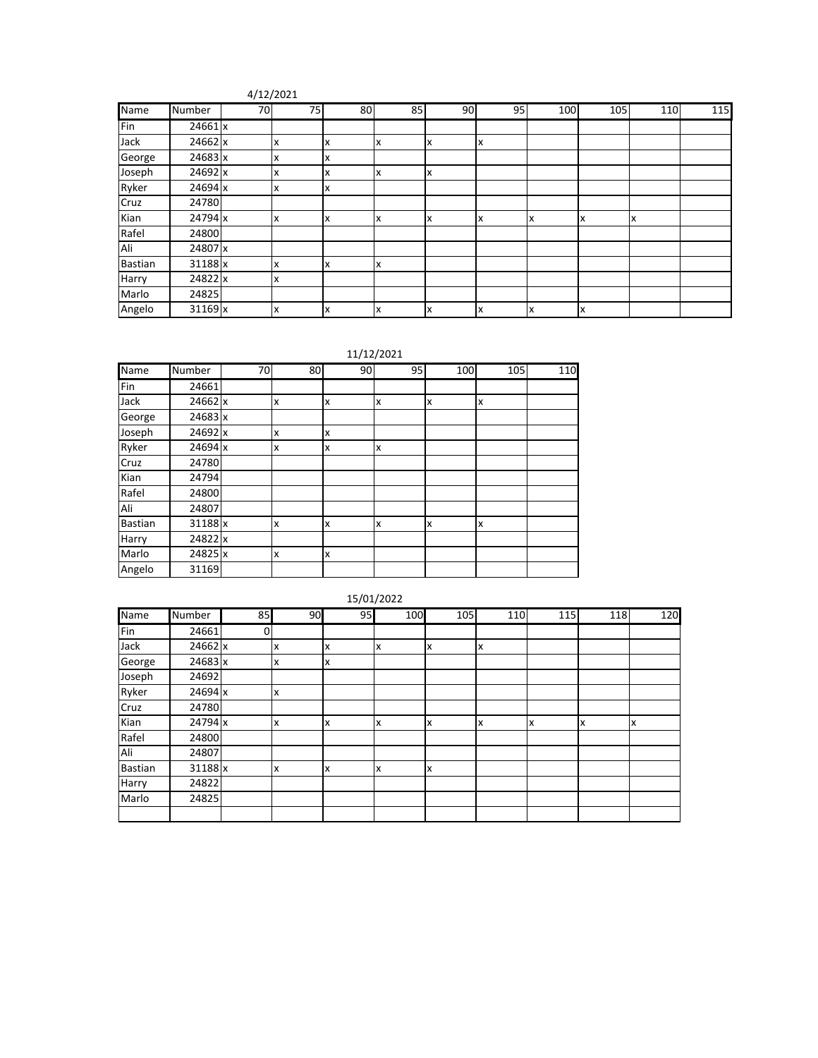4/12/2021

| Name | Number | 70 | 75 | 80 | 85 | 90 | 95 | 100 | 105 | 110 | 115 |
|---|---|---|---|---|---|---|---|---|---|---|---|
| Fin | 24661 | x | | | | | | | | | |
| Jack | 24662 | x | x | x | x | x | x | | | | |
| George | 24683 | x | x | x | | | | | | | |
| Joseph | 24692 | x | x | x | x | x | | | | | |
| Ryker | 24694 | x | x | x | | | | | | | |
| Cruz | 24780 | | | | | | | | | | |
| Kian | 24794 | x | x | x | x | x | x | x | x | x | |
| Rafel | 24800 | | | | | | | | | | |
| Ali | 24807 | x | | | | | | | | | |
| Bastian | 31188 | x | x | x | x | | | | | | |
| Harry | 24822 | x | x | | | | | | | | |
| Marlo | 24825 | | | | | | | | | | |
| Angelo | 31169 | x | x | x | x | x | x | x | x | | |

11/12/2021

| Name | Number | 70 | 80 | 90 | 95 | 100 | 105 | 110 |
|---|---|---|---|---|---|---|---|---|
| Fin | 24661 | | | | | | | |
| Jack | 24662 | x | x | x | x | x | x | |
| George | 24683 | x | | | | | | |
| Joseph | 24692 | x | x | x | | | | |
| Ryker | 24694 | x | x | x | x | | | |
| Cruz | 24780 | | | | | | | |
| Kian | 24794 | | | | | | | |
| Rafel | 24800 | | | | | | | |
| Ali | 24807 | | | | | | | |
| Bastian | 31188 | x | x | x | x | x | x | |
| Harry | 24822 | x | | | | | | |
| Marlo | 24825 | x | x | x | | | | |
| Angelo | 31169 | | | | | | | |

15/01/2022

| Name | Number | 85 | 90 | 95 | 100 | 105 | 110 | 115 | 118 | 120 |
|---|---|---|---|---|---|---|---|---|---|---|
| Fin | 24661 | 0 | | | | | | | | |
| Jack | 24662 | x | x | x | x | x | x | | | |
| George | 24683 | x | x | x | | | | | | |
| Joseph | 24692 | | | | | | | | | |
| Ryker | 24694 | x | x | | | | | | | |
| Cruz | 24780 | | | | | | | | | |
| Kian | 24794 | x | x | x | x | x | x | x | x | x |
| Rafel | 24800 | | | | | | | | | |
| Ali | 24807 | | | | | | | | | |
| Bastian | 31188 | x | x | x | x | x | | | | |
| Harry | 24822 | | | | | | | | | |
| Marlo | 24825 | | | | | | | | | |
| | | | | | | | | | | |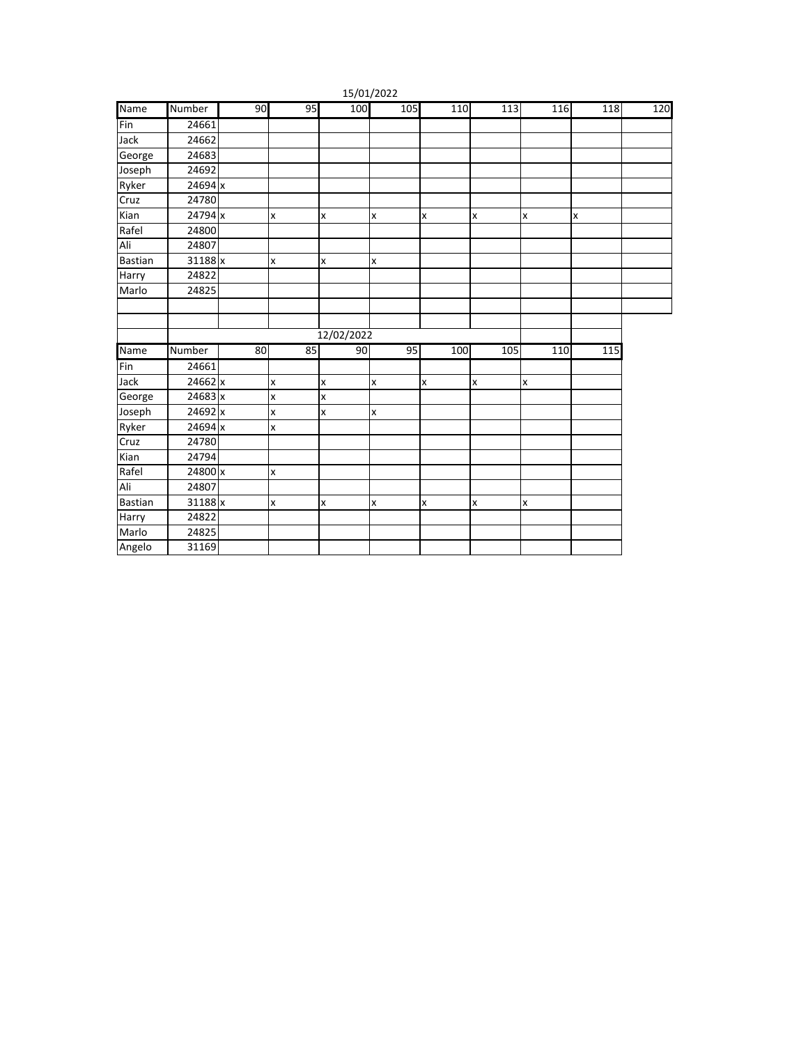15/01/2022

| Name | Number | 90 | 95 | 100 | 105 | 110 | 113 | 116 | 118 | 120 |
|---|---|---|---|---|---|---|---|---|---|---|
| Fin | 24661 | | | | | | | | | |
| Jack | 24662 | | | | | | | | | |
| George | 24683 | | | | | | | | | |
| Joseph | 24692 | | | | | | | | | |
| Ryker | 24694 | x | | | | | | | | |
| Cruz | 24780 | | | | | | | | | |
| Kian | 24794 | x | x | x | x | x | x | x | x | |
| Rafel | 24800 | | | | | | | | | |
| Ali | 24807 | | | | | | | | | |
| Bastian | 31188 | x | x | x | x | | | | | |
| Harry | 24822 | | | | | | | | | |
| Marlo | 24825 | | | | | | | | | |

12/02/2022

| Name | Number | 80 | 85 | 90 | 95 | 100 | 105 | 110 | 115 |
|---|---|---|---|---|---|---|---|---|---|
| Fin | 24661 | | | | | | | | |
| Jack | 24662 | x | x | x | x | x | x | x | |
| George | 24683 | x | x | x | | | | | |
| Joseph | 24692 | x | x | x | x | | | | |
| Ryker | 24694 | x | x | | | | | | |
| Cruz | 24780 | | | | | | | | |
| Kian | 24794 | | | | | | | | |
| Rafel | 24800 | x | x | | | | | | |
| Ali | 24807 | | | | | | | | |
| Bastian | 31188 | x | x | x | x | x | x | x | |
| Harry | 24822 | | | | | | | | |
| Marlo | 24825 | | | | | | | | |
| Angelo | 31169 | | | | | | | | |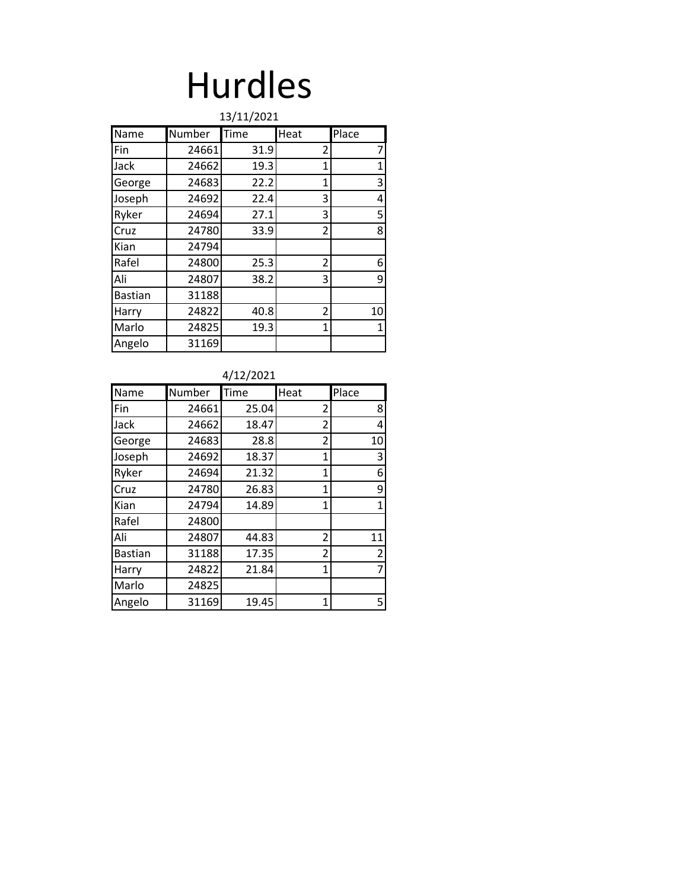# Hurdles

13/11/2021

| Name | Number | Time | Heat | Place |
|---|---|---|---|---|
| Fin | 24661 | 31.9 | 2 | 7 |
| Jack | 24662 | 19.3 | 1 | 1 |
| George | 24683 | 22.2 | 1 | 3 |
| Joseph | 24692 | 22.4 | 3 | 4 |
| Ryker | 24694 | 27.1 | 3 | 5 |
| Cruz | 24780 | 33.9 | 2 | 8 |
| Kian | 24794 | | | |
| Rafel | 24800 | 25.3 | 2 | 6 |
| Ali | 24807 | 38.2 | 3 | 9 |
| Bastian | 31188 | | | |
| Harry | 24822 | 40.8 | 2 | 10 |
| Marlo | 24825 | 19.3 | 1 | 1 |
| Angelo | 31169 | | | |

4/12/2021

| Name | Number | Time | Heat | Place |
|---|---|---|---|---|
| Fin | 24661 | 25.04 | 2 | 8 |
| Jack | 24662 | 18.47 | 2 | 4 |
| George | 24683 | 28.8 | 2 | 10 |
| Joseph | 24692 | 18.37 | 1 | 3 |
| Ryker | 24694 | 21.32 | 1 | 6 |
| Cruz | 24780 | 26.83 | 1 | 9 |
| Kian | 24794 | 14.89 | 1 | 1 |
| Rafel | 24800 | | | |
| Ali | 24807 | 44.83 | 2 | 11 |
| Bastian | 31188 | 17.35 | 2 | 2 |
| Harry | 24822 | 21.84 | 1 | 7 |
| Marlo | 24825 | | | |
| Angelo | 31169 | 19.45 | 1 | 5 |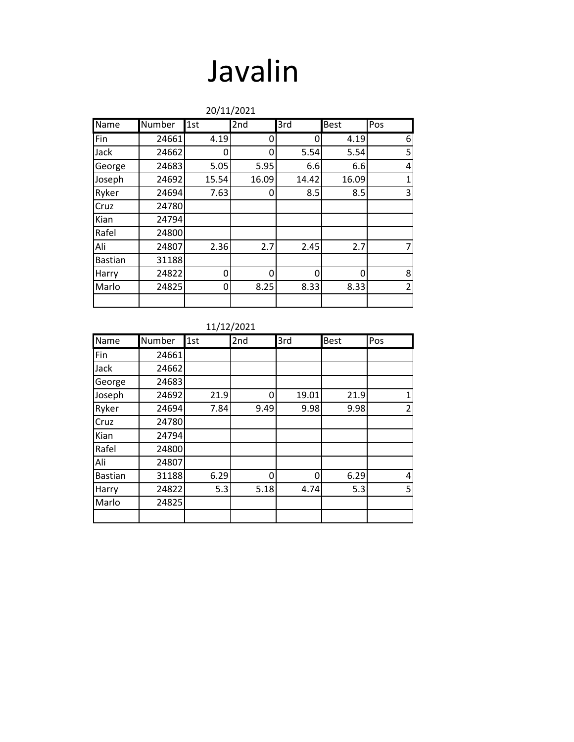# Javalin

20/11/2021

| Name | Number | 1st | 2nd | 3rd | Best | Pos |
|---|---|---|---|---|---|---|
| Fin | 24661 | 4.19 | 0 | 0 | 4.19 | 6 |
| Jack | 24662 | 0 | 0 | 5.54 | 5.54 | 5 |
| George | 24683 | 5.05 | 5.95 | 6.6 | 6.6 | 4 |
| Joseph | 24692 | 15.54 | 16.09 | 14.42 | 16.09 | 1 |
| Ryker | 24694 | 7.63 | 0 | 8.5 | 8.5 | 3 |
| Cruz | 24780 | | | | | |
| Kian | 24794 | | | | | |
| Rafel | 24800 | | | | | |
| Ali | 24807 | 2.36 | 2.7 | 2.45 | 2.7 | 7 |
| Bastian | 31188 | | | | | |
| Harry | 24822 | 0 | 0 | 0 | 0 | 8 |
| Marlo | 24825 | 0 | 8.25 | 8.33 | 8.33 | 2 |
| | | | | | | |

11/12/2021

| Name | Number | 1st | 2nd | 3rd | Best | Pos |
|---|---|---|---|---|---|---|
| Fin | 24661 | | | | | |
| Jack | 24662 | | | | | |
| George | 24683 | | | | | |
| Joseph | 24692 | 21.9 | 0 | 19.01 | 21.9 | 1 |
| Ryker | 24694 | 7.84 | 9.49 | 9.98 | 9.98 | 2 |
| Cruz | 24780 | | | | | |
| Kian | 24794 | | | | | |
| Rafel | 24800 | | | | | |
| Ali | 24807 | | | | | |
| Bastian | 31188 | 6.29 | 0 | 0 | 6.29 | 4 |
| Harry | 24822 | 5.3 | 5.18 | 4.74 | 5.3 | 5 |
| Marlo | 24825 | | | | | |
| | | | | | | |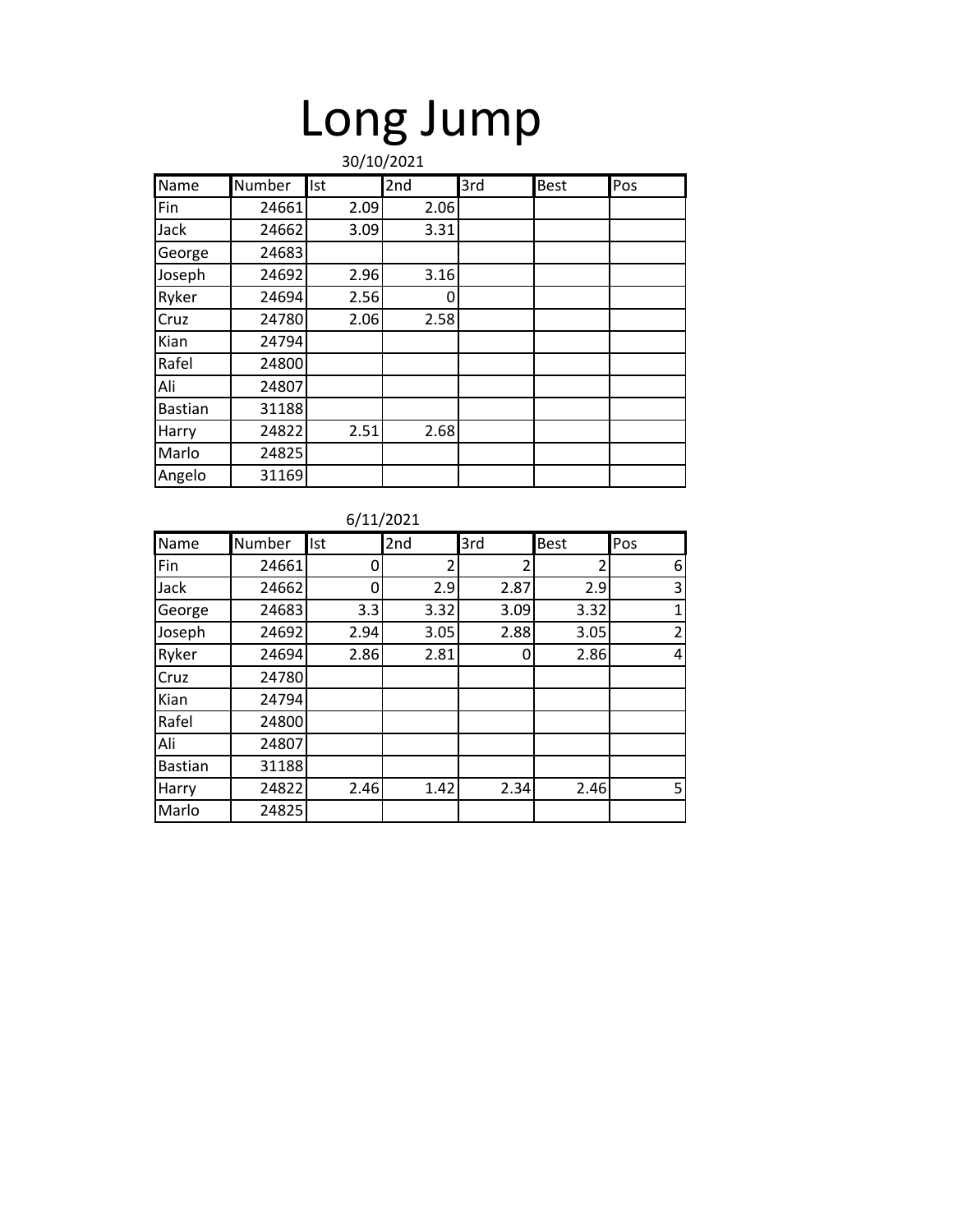# Long Jump

30/10/2021

| Name | Number | Ist | 2nd | 3rd | Best | Pos |
|---|---|---|---|---|---|---|
| Fin | 24661 | 2.09 | 2.06 | | | |
| Jack | 24662 | 3.09 | 3.31 | | | |
| George | 24683 | | | | | |
| Joseph | 24692 | 2.96 | 3.16 | | | |
| Ryker | 24694 | 2.56 | 0 | | | |
| Cruz | 24780 | 2.06 | 2.58 | | | |
| Kian | 24794 | | | | | |
| Rafel | 24800 | | | | | |
| Ali | 24807 | | | | | |
| Bastian | 31188 | | | | | |
| Harry | 24822 | 2.51 | 2.68 | | | |
| Marlo | 24825 | | | | | |
| Angelo | 31169 | | | | | |

6/11/2021

| Name | Number | Ist | 2nd | 3rd | Best | Pos |
|---|---|---|---|---|---|---|
| Fin | 24661 | 0 | 2 | 2 | 2 | 6 |
| Jack | 24662 | 0 | 2.9 | 2.87 | 2.9 | 3 |
| George | 24683 | 3.3 | 3.32 | 3.09 | 3.32 | 1 |
| Joseph | 24692 | 2.94 | 3.05 | 2.88 | 3.05 | 2 |
| Ryker | 24694 | 2.86 | 2.81 | 0 | 2.86 | 4 |
| Cruz | 24780 | | | | | |
| Kian | 24794 | | | | | |
| Rafel | 24800 | | | | | |
| Ali | 24807 | | | | | |
| Bastian | 31188 | | | | | |
| Harry | 24822 | 2.46 | 1.42 | 2.34 | 2.46 | 5 |
| Marlo | 24825 | | | | | |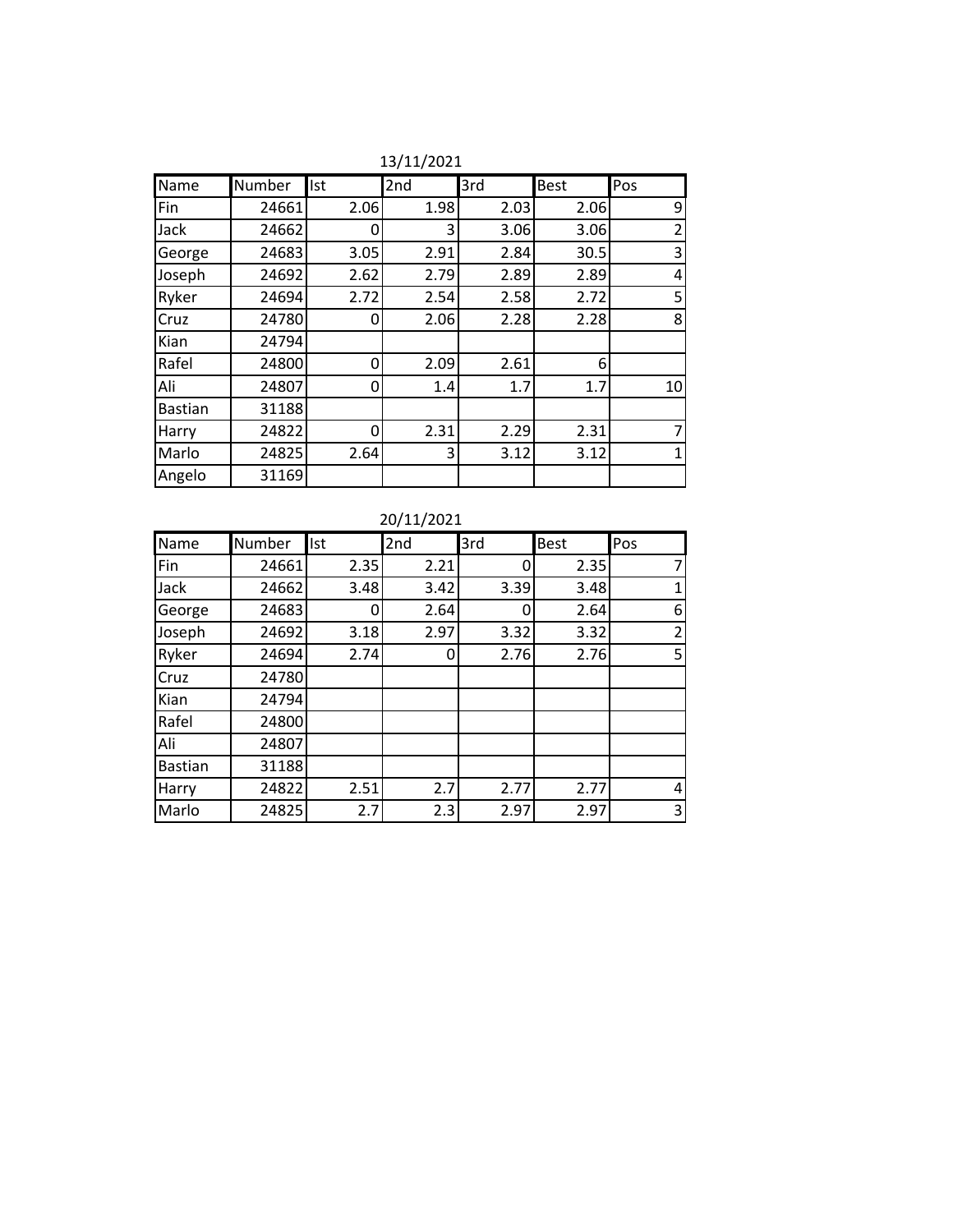13/11/2021

| Name | Number | Ist | 2nd | 3rd | Best | Pos |
|---|---|---|---|---|---|---|
| Fin | 24661 | 2.06 | 1.98 | 2.03 | 2.06 | 9 |
| Jack | 24662 | 0 | 3 | 3.06 | 3.06 | 2 |
| George | 24683 | 3.05 | 2.91 | 2.84 | 30.5 | 3 |
| Joseph | 24692 | 2.62 | 2.79 | 2.89 | 2.89 | 4 |
| Ryker | 24694 | 2.72 | 2.54 | 2.58 | 2.72 | 5 |
| Cruz | 24780 | 0 | 2.06 | 2.28 | 2.28 | 8 |
| Kian | 24794 | | | | | |
| Rafel | 24800 | 0 | 2.09 | 2.61 | 6 | |
| Ali | 24807 | 0 | 1.4 | 1.7 | 1.7 | 10 |
| Bastian | 31188 | | | | | |
| Harry | 24822 | 0 | 2.31 | 2.29 | 2.31 | 7 |
| Marlo | 24825 | 2.64 | 3 | 3.12 | 3.12 | 1 |
| Angelo | 31169 | | | | | |

20/11/2021

| Name | Number | Ist | 2nd | 3rd | Best | Pos |
|---|---|---|---|---|---|---|
| Fin | 24661 | 2.35 | 2.21 | 0 | 2.35 | 7 |
| Jack | 24662 | 3.48 | 3.42 | 3.39 | 3.48 | 1 |
| George | 24683 | 0 | 2.64 | 0 | 2.64 | 6 |
| Joseph | 24692 | 3.18 | 2.97 | 3.32 | 3.32 | 2 |
| Ryker | 24694 | 2.74 | 0 | 2.76 | 2.76 | 5 |
| Cruz | 24780 | | | | | |
| Kian | 24794 | | | | | |
| Rafel | 24800 | | | | | |
| Ali | 24807 | | | | | |
| Bastian | 31188 | | | | | |
| Harry | 24822 | 2.51 | 2.7 | 2.77 | 2.77 | 4 |
| Marlo | 24825 | 2.7 | 2.3 | 2.97 | 2.97 | 3 |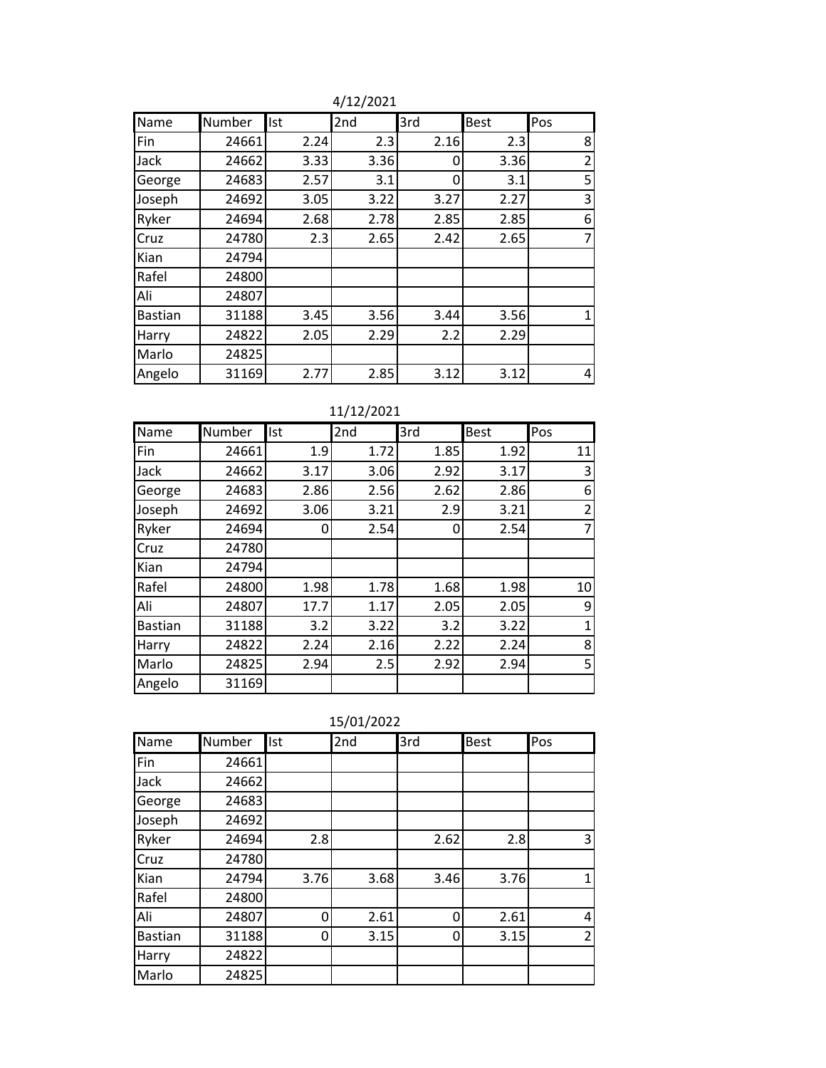4/12/2021

| Name | Number | Ist | 2nd | 3rd | Best | Pos |
|---|---|---|---|---|---|---|
| Fin | 24661 | 2.24 | 2.3 | 2.16 | 2.3 | 8 |
| Jack | 24662 | 3.33 | 3.36 | 0 | 3.36 | 2 |
| George | 24683 | 2.57 | 3.1 | 0 | 3.1 | 5 |
| Joseph | 24692 | 3.05 | 3.22 | 3.27 | 2.27 | 3 |
| Ryker | 24694 | 2.68 | 2.78 | 2.85 | 2.85 | 6 |
| Cruz | 24780 | 2.3 | 2.65 | 2.42 | 2.65 | 7 |
| Kian | 24794 | | | | | |
| Rafel | 24800 | | | | | |
| Ali | 24807 | | | | | |
| Bastian | 31188 | 3.45 | 3.56 | 3.44 | 3.56 | 1 |
| Harry | 24822 | 2.05 | 2.29 | 2.2 | 2.29 | |
| Marlo | 24825 | | | | | |
| Angelo | 31169 | 2.77 | 2.85 | 3.12 | 3.12 | 4 |

11/12/2021

| Name | Number | Ist | 2nd | 3rd | Best | Pos |
|---|---|---|---|---|---|---|
| Fin | 24661 | 1.9 | 1.72 | 1.85 | 1.92 | 11 |
| Jack | 24662 | 3.17 | 3.06 | 2.92 | 3.17 | 3 |
| George | 24683 | 2.86 | 2.56 | 2.62 | 2.86 | 6 |
| Joseph | 24692 | 3.06 | 3.21 | 2.9 | 3.21 | 2 |
| Ryker | 24694 | 0 | 2.54 | 0 | 2.54 | 7 |
| Cruz | 24780 | | | | | |
| Kian | 24794 | | | | | |
| Rafel | 24800 | 1.98 | 1.78 | 1.68 | 1.98 | 10 |
| Ali | 24807 | 17.7 | 1.17 | 2.05 | 2.05 | 9 |
| Bastian | 31188 | 3.2 | 3.22 | 3.2 | 3.22 | 1 |
| Harry | 24822 | 2.24 | 2.16 | 2.22 | 2.24 | 8 |
| Marlo | 24825 | 2.94 | 2.5 | 2.92 | 2.94 | 5 |
| Angelo | 31169 | | | | | |

15/01/2022

| Name | Number | Ist | 2nd | 3rd | Best | Pos |
|---|---|---|---|---|---|---|
| Fin | 24661 | | | | | |
| Jack | 24662 | | | | | |
| George | 24683 | | | | | |
| Joseph | 24692 | | | | | |
| Ryker | 24694 | 2.8 | | 2.62 | 2.8 | 3 |
| Cruz | 24780 | | | | | |
| Kian | 24794 | 3.76 | 3.68 | 3.46 | 3.76 | 1 |
| Rafel | 24800 | | | | | |
| Ali | 24807 | 0 | 2.61 | 0 | 2.61 | 4 |
| Bastian | 31188 | 0 | 3.15 | 0 | 3.15 | 2 |
| Harry | 24822 | | | | | |
| Marlo | 24825 | | | | | |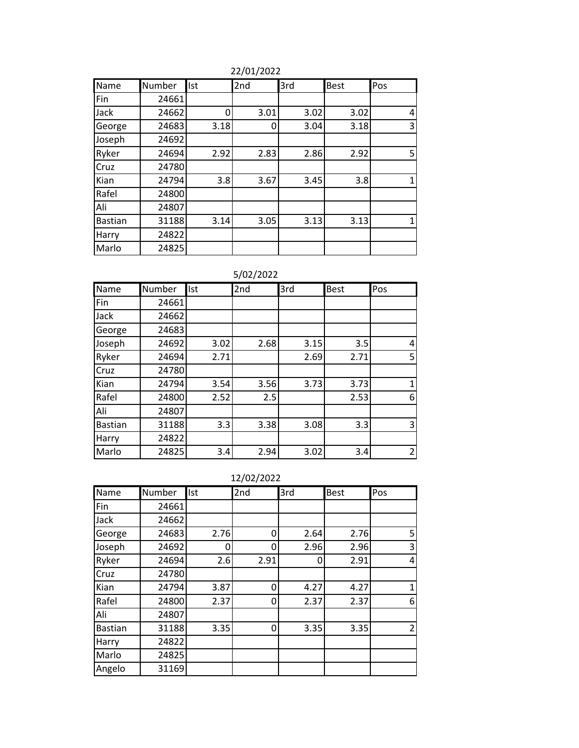22/01/2022

| Name | Number | Ist | 2nd | 3rd | Best | Pos |
|---|---|---|---|---|---|---|
| Fin | 24661 | | | | | |
| Jack | 24662 | 0 | 3.01 | 3.02 | 3.02 | 4 |
| George | 24683 | 3.18 | 0 | 3.04 | 3.18 | 3 |
| Joseph | 24692 | | | | | |
| Ryker | 24694 | 2.92 | 2.83 | 2.86 | 2.92 | 5 |
| Cruz | 24780 | | | | | |
| Kian | 24794 | 3.8 | 3.67 | 3.45 | 3.8 | 1 |
| Rafel | 24800 | | | | | |
| Ali | 24807 | | | | | |
| Bastian | 31188 | 3.14 | 3.05 | 3.13 | 3.13 | 1 |
| Harry | 24822 | | | | | |
| Marlo | 24825 | | | | | |

5/02/2022

| Name | Number | Ist | 2nd | 3rd | Best | Pos |
|---|---|---|---|---|---|---|
| Fin | 24661 | | | | | |
| Jack | 24662 | | | | | |
| George | 24683 | | | | | |
| Joseph | 24692 | 3.02 | 2.68 | 3.15 | 3.5 | 4 |
| Ryker | 24694 | 2.71 | | 2.69 | 2.71 | 5 |
| Cruz | 24780 | | | | | |
| Kian | 24794 | 3.54 | 3.56 | 3.73 | 3.73 | 1 |
| Rafel | 24800 | 2.52 | 2.5 | | 2.53 | 6 |
| Ali | 24807 | | | | | |
| Bastian | 31188 | 3.3 | 3.38 | 3.08 | 3.3 | 3 |
| Harry | 24822 | | | | | |
| Marlo | 24825 | 3.4 | 2.94 | 3.02 | 3.4 | 2 |

12/02/2022

| Name | Number | Ist | 2nd | 3rd | Best | Pos |
|---|---|---|---|---|---|---|
| Fin | 24661 | | | | | |
| Jack | 24662 | | | | | |
| George | 24683 | 2.76 | 0 | 2.64 | 2.76 | 5 |
| Joseph | 24692 | 0 | 0 | 2.96 | 2.96 | 3 |
| Ryker | 24694 | 2.6 | 2.91 | 0 | 2.91 | 4 |
| Cruz | 24780 | | | | | |
| Kian | 24794 | 3.87 | 0 | 4.27 | 4.27 | 1 |
| Rafel | 24800 | 2.37 | 0 | 2.37 | 2.37 | 6 |
| Ali | 24807 | | | | | |
| Bastian | 31188 | 3.35 | 0 | 3.35 | 3.35 | 2 |
| Harry | 24822 | | | | | |
| Marlo | 24825 | | | | | |
| Angelo | 31169 | | | | | |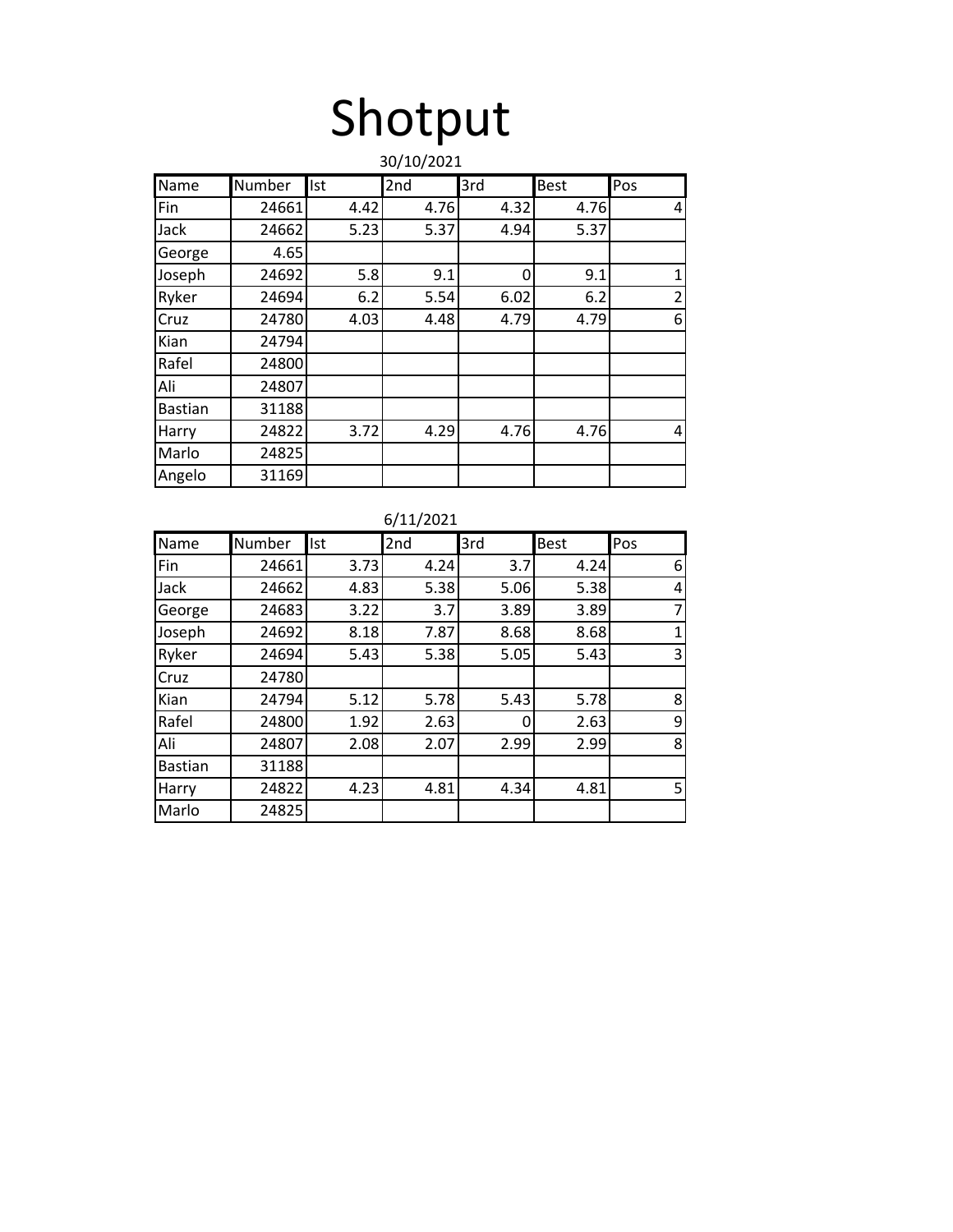# Shotput

30/10/2021

| Name | Number | Ist | 2nd | 3rd | Best | Pos |
|---|---|---|---|---|---|---|
| Fin | 24661 | 4.42 | 4.76 | 4.32 | 4.76 | 4 |
| Jack | 24662 | 5.23 | 5.37 | 4.94 | 5.37 | |
| George | 4.65 | | | | | |
| Joseph | 24692 | 5.8 | 9.1 | 0 | 9.1 | 1 |
| Ryker | 24694 | 6.2 | 5.54 | 6.02 | 6.2 | 2 |
| Cruz | 24780 | 4.03 | 4.48 | 4.79 | 4.79 | 6 |
| Kian | 24794 | | | | | |
| Rafel | 24800 | | | | | |
| Ali | 24807 | | | | | |
| Bastian | 31188 | | | | | |
| Harry | 24822 | 3.72 | 4.29 | 4.76 | 4.76 | 4 |
| Marlo | 24825 | | | | | |
| Angelo | 31169 | | | | | |

6/11/2021

| Name | Number | Ist | 2nd | 3rd | Best | Pos |
|---|---|---|---|---|---|---|
| Fin | 24661 | 3.73 | 4.24 | 3.7 | 4.24 | 6 |
| Jack | 24662 | 4.83 | 5.38 | 5.06 | 5.38 | 4 |
| George | 24683 | 3.22 | 3.7 | 3.89 | 3.89 | 7 |
| Joseph | 24692 | 8.18 | 7.87 | 8.68 | 8.68 | 1 |
| Ryker | 24694 | 5.43 | 5.38 | 5.05 | 5.43 | 3 |
| Cruz | 24780 | | | | | |
| Kian | 24794 | 5.12 | 5.78 | 5.43 | 5.78 | 8 |
| Rafel | 24800 | 1.92 | 2.63 | 0 | 2.63 | 9 |
| Ali | 24807 | 2.08 | 2.07 | 2.99 | 2.99 | 8 |
| Bastian | 31188 | | | | | |
| Harry | 24822 | 4.23 | 4.81 | 4.34 | 4.81 | 5 |
| Marlo | 24825 | | | | | |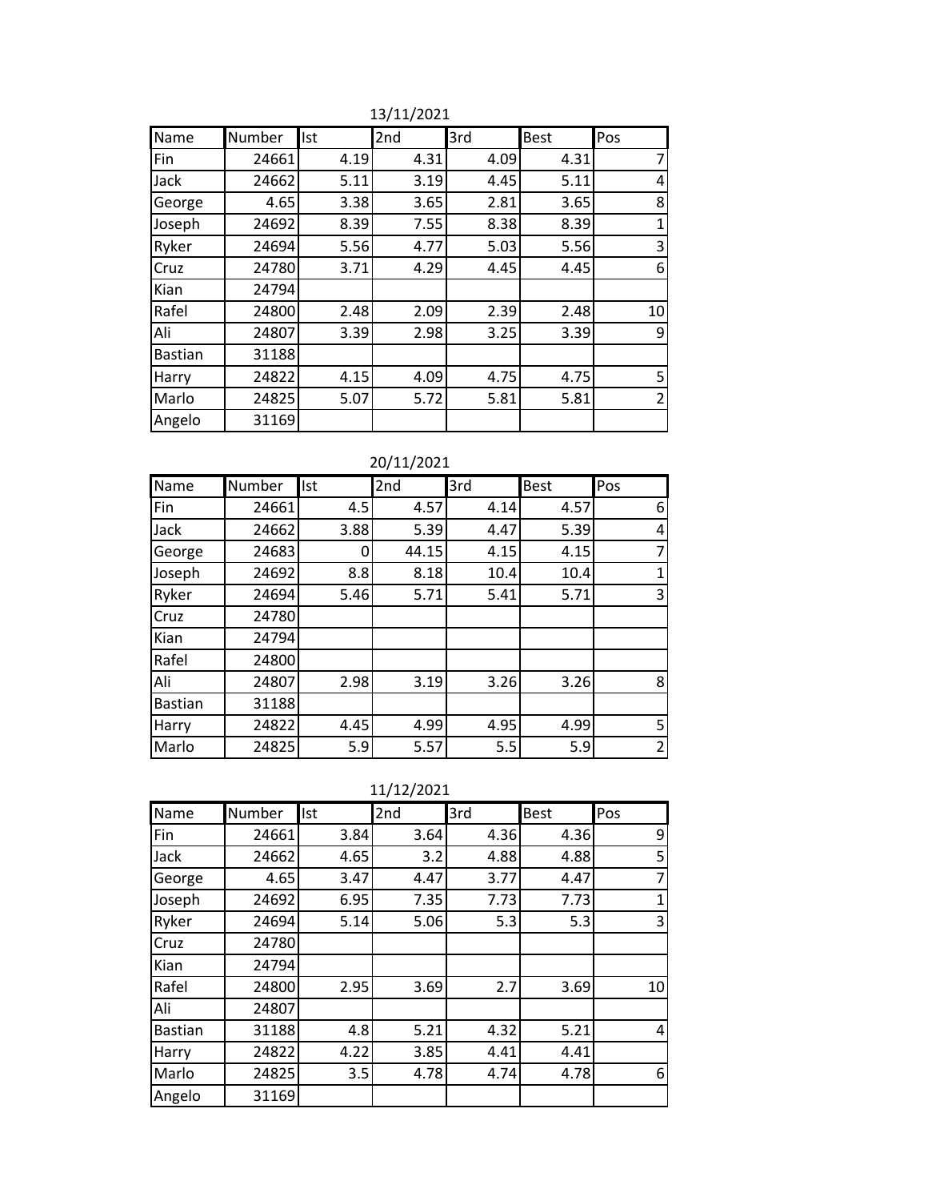13/11/2021

| Name | Number | Ist | 2nd | 3rd | Best | Pos |
|---|---|---|---|---|---|---|
| Fin | 24661 | 4.19 | 4.31 | 4.09 | 4.31 | 7 |
| Jack | 24662 | 5.11 | 3.19 | 4.45 | 5.11 | 4 |
| George | 4.65 | 3.38 | 3.65 | 2.81 | 3.65 | 8 |
| Joseph | 24692 | 8.39 | 7.55 | 8.38 | 8.39 | 1 |
| Ryker | 24694 | 5.56 | 4.77 | 5.03 | 5.56 | 3 |
| Cruz | 24780 | 3.71 | 4.29 | 4.45 | 4.45 | 6 |
| Kian | 24794 | | | | | |
| Rafel | 24800 | 2.48 | 2.09 | 2.39 | 2.48 | 10 |
| Ali | 24807 | 3.39 | 2.98 | 3.25 | 3.39 | 9 |
| Bastian | 31188 | | | | | |
| Harry | 24822 | 4.15 | 4.09 | 4.75 | 4.75 | 5 |
| Marlo | 24825 | 5.07 | 5.72 | 5.81 | 5.81 | 2 |
| Angelo | 31169 | | | | | |

20/11/2021

| Name | Number | Ist | 2nd | 3rd | Best | Pos |
|---|---|---|---|---|---|---|
| Fin | 24661 | 4.5 | 4.57 | 4.14 | 4.57 | 6 |
| Jack | 24662 | 3.88 | 5.39 | 4.47 | 5.39 | 4 |
| George | 24683 | 0 | 44.15 | 4.15 | 4.15 | 7 |
| Joseph | 24692 | 8.8 | 8.18 | 10.4 | 10.4 | 1 |
| Ryker | 24694 | 5.46 | 5.71 | 5.41 | 5.71 | 3 |
| Cruz | 24780 | | | | | |
| Kian | 24794 | | | | | |
| Rafel | 24800 | | | | | |
| Ali | 24807 | 2.98 | 3.19 | 3.26 | 3.26 | 8 |
| Bastian | 31188 | | | | | |
| Harry | 24822 | 4.45 | 4.99 | 4.95 | 4.99 | 5 |
| Marlo | 24825 | 5.9 | 5.57 | 5.5 | 5.9 | 2 |

11/12/2021

| Name | Number | Ist | 2nd | 3rd | Best | Pos |
|---|---|---|---|---|---|---|
| Fin | 24661 | 3.84 | 3.64 | 4.36 | 4.36 | 9 |
| Jack | 24662 | 4.65 | 3.2 | 4.88 | 4.88 | 5 |
| George | 4.65 | 3.47 | 4.47 | 3.77 | 4.47 | 7 |
| Joseph | 24692 | 6.95 | 7.35 | 7.73 | 7.73 | 1 |
| Ryker | 24694 | 5.14 | 5.06 | 5.3 | 5.3 | 3 |
| Cruz | 24780 | | | | | |
| Kian | 24794 | | | | | |
| Rafel | 24800 | 2.95 | 3.69 | 2.7 | 3.69 | 10 |
| Ali | 24807 | | | | | |
| Bastian | 31188 | 4.8 | 5.21 | 4.32 | 5.21 | 4 |
| Harry | 24822 | 4.22 | 3.85 | 4.41 | 4.41 | |
| Marlo | 24825 | 3.5 | 4.78 | 4.74 | 4.78 | 6 |
| Angelo | 31169 | | | | | |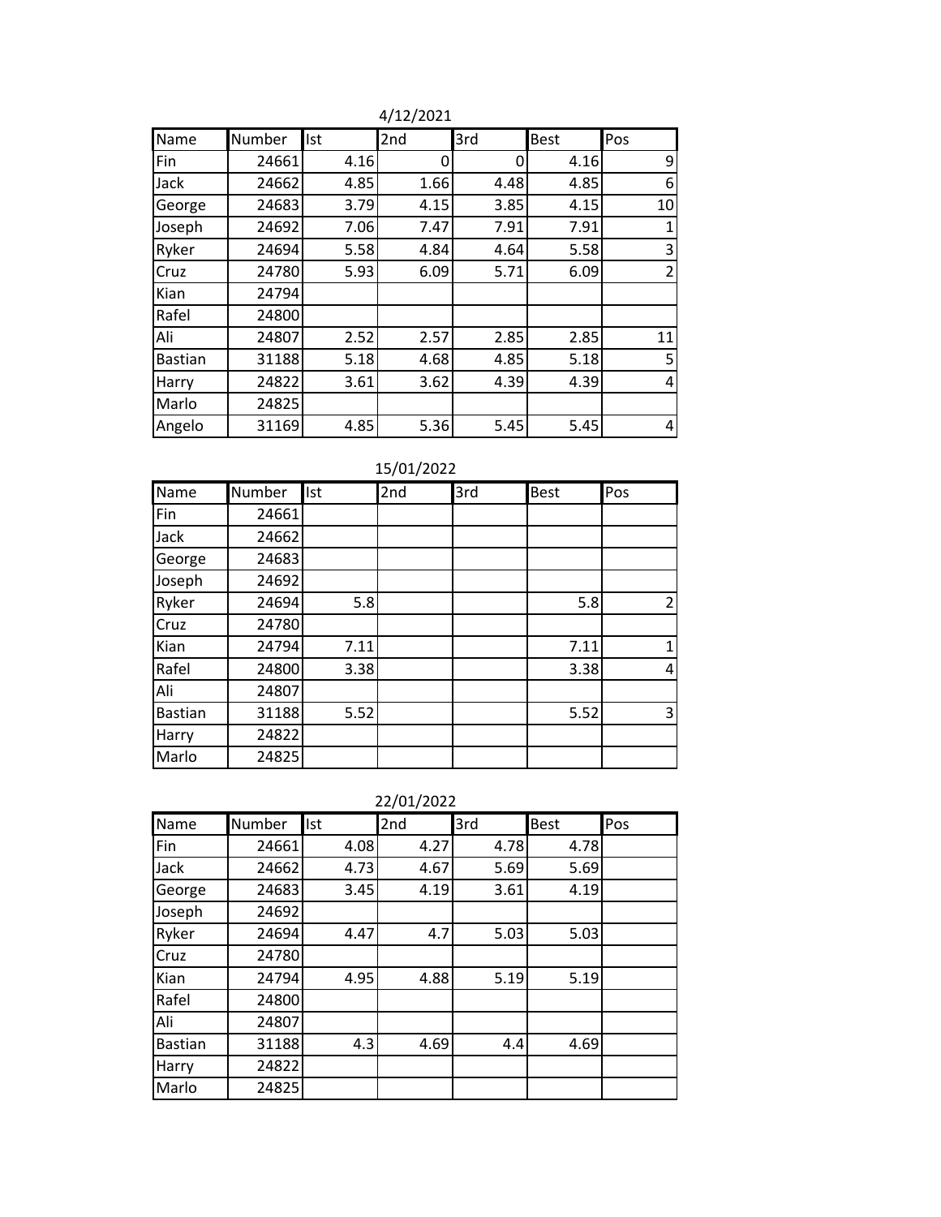4/12/2021

| Name | Number | Ist | 2nd | 3rd | Best | Pos |
|---|---|---|---|---|---|---|
| Fin | 24661 | 4.16 | 0 | 0 | 4.16 | 9 |
| Jack | 24662 | 4.85 | 1.66 | 4.48 | 4.85 | 6 |
| George | 24683 | 3.79 | 4.15 | 3.85 | 4.15 | 10 |
| Joseph | 24692 | 7.06 | 7.47 | 7.91 | 7.91 | 1 |
| Ryker | 24694 | 5.58 | 4.84 | 4.64 | 5.58 | 3 |
| Cruz | 24780 | 5.93 | 6.09 | 5.71 | 6.09 | 2 |
| Kian | 24794 | | | | | |
| Rafel | 24800 | | | | | |
| Ali | 24807 | 2.52 | 2.57 | 2.85 | 2.85 | 11 |
| Bastian | 31188 | 5.18 | 4.68 | 4.85 | 5.18 | 5 |
| Harry | 24822 | 3.61 | 3.62 | 4.39 | 4.39 | 4 |
| Marlo | 24825 | | | | | |
| Angelo | 31169 | 4.85 | 5.36 | 5.45 | 5.45 | 4 |

15/01/2022

| Name | Number | Ist | 2nd | 3rd | Best | Pos |
|---|---|---|---|---|---|---|
| Fin | 24661 | | | | | |
| Jack | 24662 | | | | | |
| George | 24683 | | | | | |
| Joseph | 24692 | | | | | |
| Ryker | 24694 | 5.8 | | | 5.8 | 2 |
| Cruz | 24780 | | | | | |
| Kian | 24794 | 7.11 | | | 7.11 | 1 |
| Rafel | 24800 | 3.38 | | | 3.38 | 4 |
| Ali | 24807 | | | | | |
| Bastian | 31188 | 5.52 | | | 5.52 | 3 |
| Harry | 24822 | | | | | |
| Marlo | 24825 | | | | | |

22/01/2022

| Name | Number | Ist | 2nd | 3rd | Best | Pos |
|---|---|---|---|---|---|---|
| Fin | 24661 | 4.08 | 4.27 | 4.78 | 4.78 | |
| Jack | 24662 | 4.73 | 4.67 | 5.69 | 5.69 | |
| George | 24683 | 3.45 | 4.19 | 3.61 | 4.19 | |
| Joseph | 24692 | | | | | |
| Ryker | 24694 | 4.47 | 4.7 | 5.03 | 5.03 | |
| Cruz | 24780 | | | | | |
| Kian | 24794 | 4.95 | 4.88 | 5.19 | 5.19 | |
| Rafel | 24800 | | | | | |
| Ali | 24807 | | | | | |
| Bastian | 31188 | 4.3 | 4.69 | 4.4 | 4.69 | |
| Harry | 24822 | | | | | |
| Marlo | 24825 | | | | | |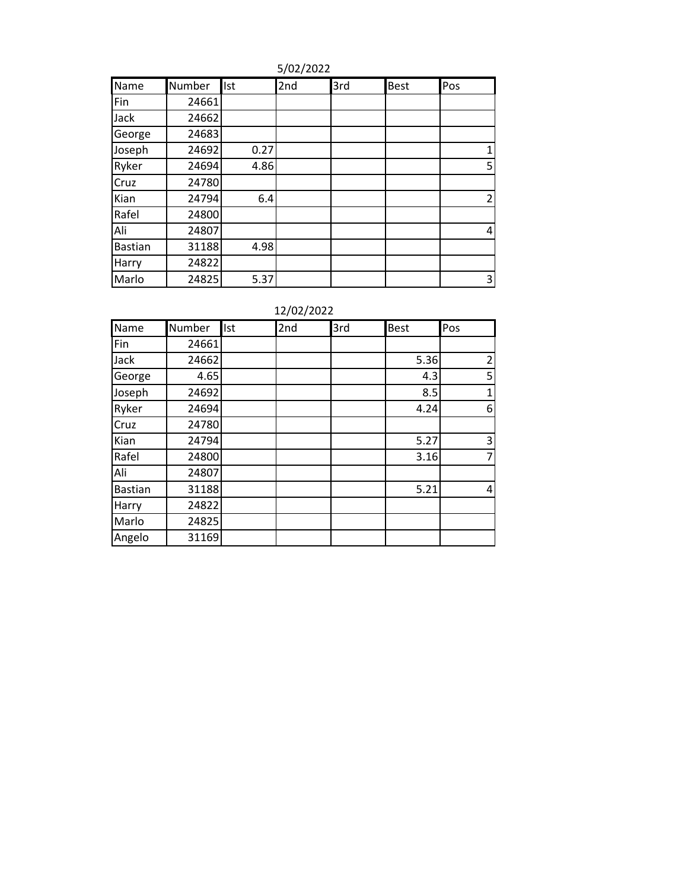5/02/2022

| Name | Number | Ist | 2nd | 3rd | Best | Pos |
|---|---|---|---|---|---|---|
| Fin | 24661 | | | | | |
| Jack | 24662 | | | | | |
| George | 24683 | | | | | |
| Joseph | 24692 | 0.27 | | | | 1 |
| Ryker | 24694 | 4.86 | | | | 5 |
| Cruz | 24780 | | | | | |
| Kian | 24794 | 6.4 | | | | 2 |
| Rafel | 24800 | | | | | |
| Ali | 24807 | | | | | 4 |
| Bastian | 31188 | 4.98 | | | | |
| Harry | 24822 | | | | | |
| Marlo | 24825 | 5.37 | | | | 3 |

12/02/2022

| Name | Number | Ist | 2nd | 3rd | Best | Pos |
|---|---|---|---|---|---|---|
| Fin | 24661 | | | | | |
| Jack | 24662 | | | | 5.36 | 2 |
| George | 4.65 | | | | 4.3 | 5 |
| Joseph | 24692 | | | | 8.5 | 1 |
| Ryker | 24694 | | | | 4.24 | 6 |
| Cruz | 24780 | | | | | |
| Kian | 24794 | | | | 5.27 | 3 |
| Rafel | 24800 | | | | 3.16 | 7 |
| Ali | 24807 | | | | | |
| Bastian | 31188 | | | | 5.21 | 4 |
| Harry | 24822 | | | | | |
| Marlo | 24825 | | | | | |
| Angelo | 31169 | | | | | |